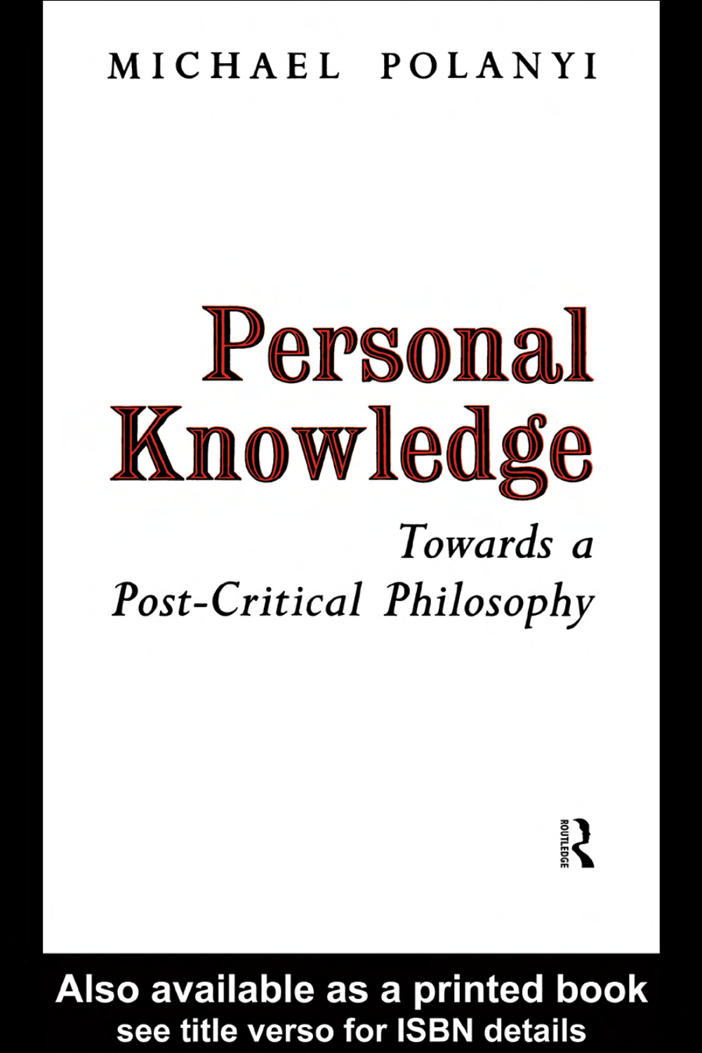MICHAEL POLANYI

# Personal Knowledge

## *Towards a Post-Critical Philosophy*

ROUTLEDGE

**Also available as a printed book see title verso for ISBN details**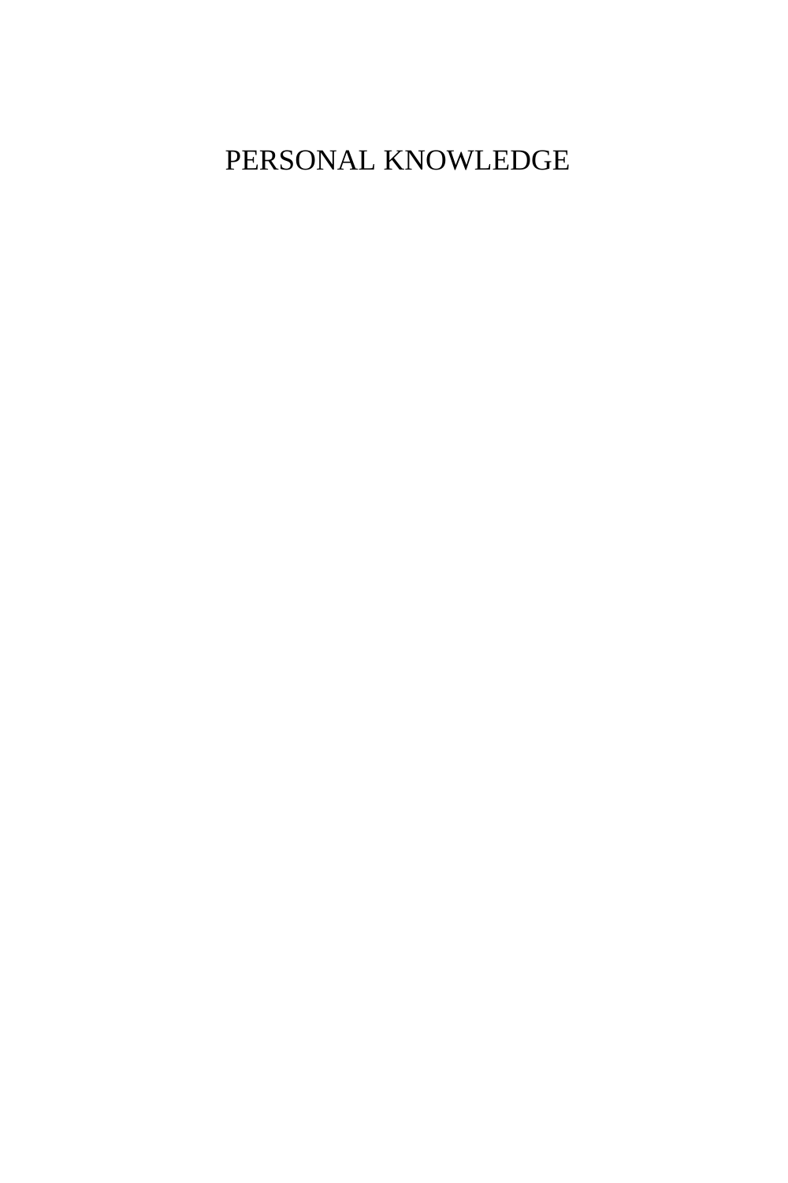# PERSONAL KNOWLEDGE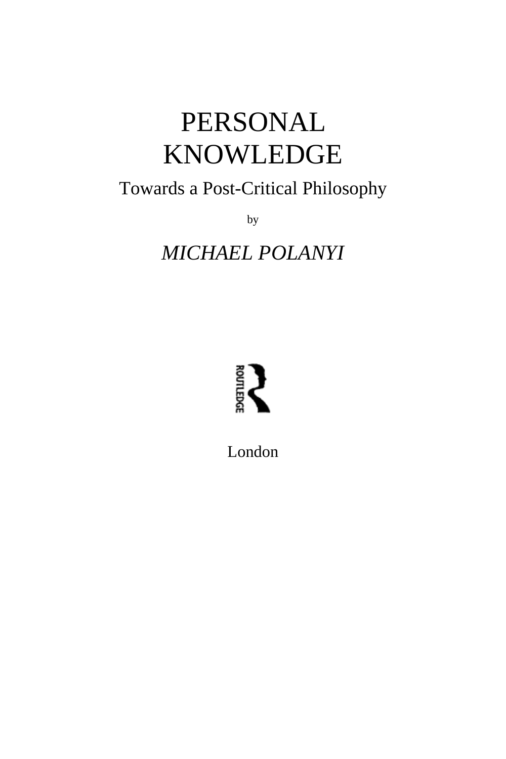# PERSONAL KNOWLEDGE

## Towards a Post-Critical Philosophy

by

*MICHAEL POLANYI*

ROUTLEDGE

London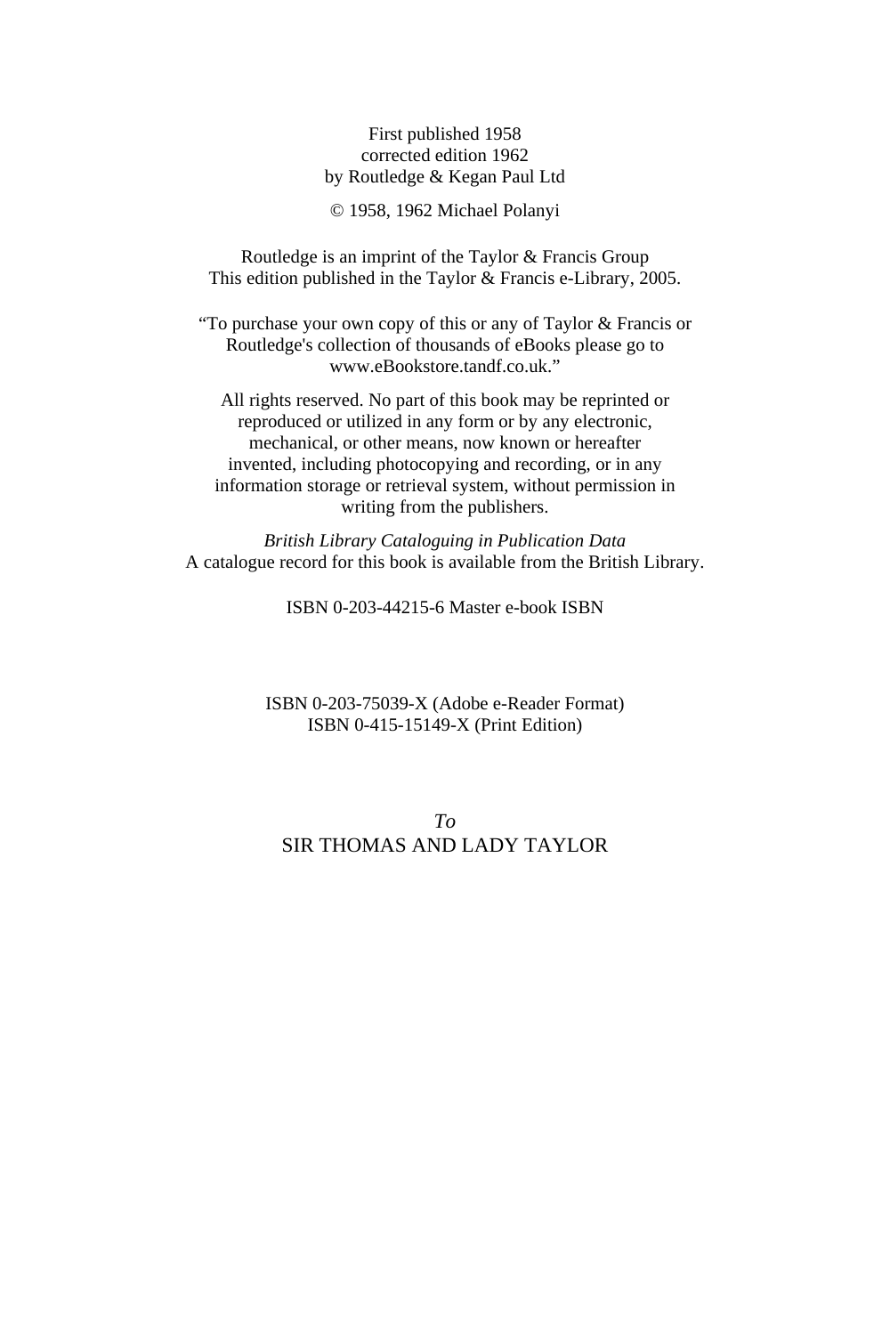First published 1958
corrected edition 1962
by Routledge & Kegan Paul Ltd

© 1958, 1962 Michael Polanyi

Routledge is an imprint of the Taylor & Francis Group
This edition published in the Taylor & Francis e-Library, 2005.

"To purchase your own copy of this or any of Taylor & Francis or Routledge's collection of thousands of eBooks please go to www.eBookstore.tandf.co.uk."

All rights reserved. No part of this book may be reprinted or reproduced or utilized in any form or by any electronic, mechanical, or other means, now known or hereafter invented, including photocopying and recording, or in any information storage or retrieval system, without permission in writing from the publishers.

*British Library Cataloguing in Publication Data*
A catalogue record for this book is available from the British Library.

ISBN 0-203-44215-6 Master e-book ISBN

ISBN 0-203-75039-X (Adobe e-Reader Format)
ISBN 0-415-15149-X (Print Edition)

*To*
SIR THOMAS AND LADY TAYLOR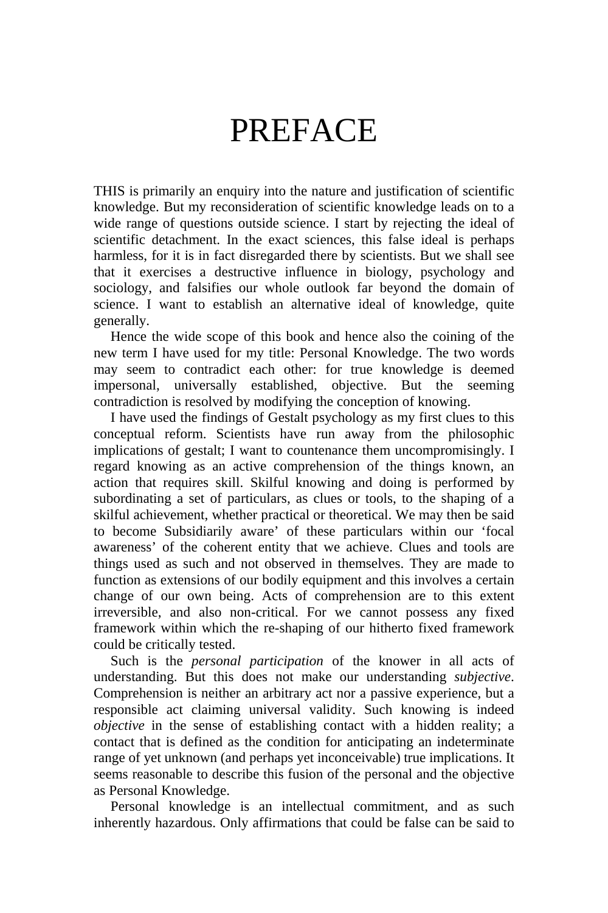# PREFACE

THIS is primarily an enquiry into the nature and justification of scientific knowledge. But my reconsideration of scientific knowledge leads on to a wide range of questions outside science. I start by rejecting the ideal of scientific detachment. In the exact sciences, this false ideal is perhaps harmless, for it is in fact disregarded there by scientists. But we shall see that it exercises a destructive influence in biology, psychology and sociology, and falsifies our whole outlook far beyond the domain of science. I want to establish an alternative ideal of knowledge, quite generally.

Hence the wide scope of this book and hence also the coining of the new term I have used for my title: Personal Knowledge. The two words may seem to contradict each other: for true knowledge is deemed impersonal, universally established, objective. But the seeming contradiction is resolved by modifying the conception of knowing.

I have used the findings of Gestalt psychology as my first clues to this conceptual reform. Scientists have run away from the philosophic implications of gestalt; I want to countenance them uncompromisingly. I regard knowing as an active comprehension of the things known, an action that requires skill. Skilful knowing and doing is performed by subordinating a set of particulars, as clues or tools, to the shaping of a skilful achievement, whether practical or theoretical. We may then be said to become Subsidiarily aware' of these particulars within our 'focal awareness' of the coherent entity that we achieve. Clues and tools are things used as such and not observed in themselves. They are made to function as extensions of our bodily equipment and this involves a certain change of our own being. Acts of comprehension are to this extent irreversible, and also non-critical. For we cannot possess any fixed framework within which the re-shaping of our hitherto fixed framework could be critically tested.

Such is the *personal participation* of the knower in all acts of understanding. But this does not make our understanding *subjective*. Comprehension is neither an arbitrary act nor a passive experience, but a responsible act claiming universal validity. Such knowing is indeed *objective* in the sense of establishing contact with a hidden reality; a contact that is defined as the condition for anticipating an indeterminate range of yet unknown (and perhaps yet inconceivable) true implications. It seems reasonable to describe this fusion of the personal and the objective as Personal Knowledge.

Personal knowledge is an intellectual commitment, and as such inherently hazardous. Only affirmations that could be false can be said to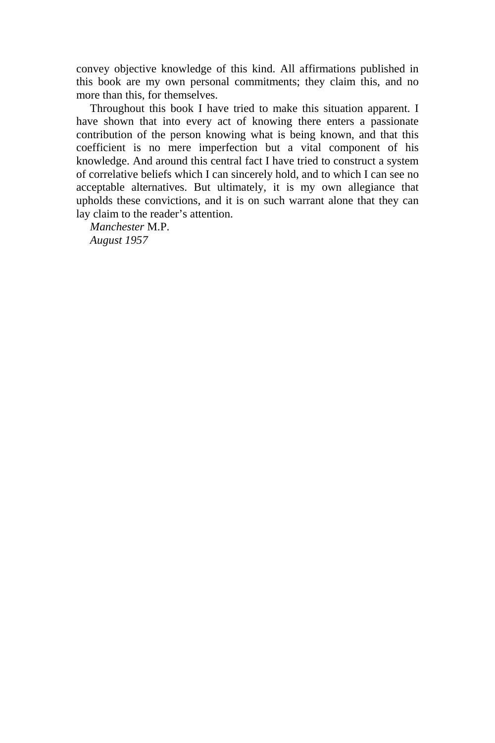convey objective knowledge of this kind. All affirmations published in this book are my own personal commitments; they claim this, and no more than this, for themselves.

Throughout this book I have tried to make this situation apparent. I have shown that into every act of knowing there enters a passionate contribution of the person knowing what is being known, and that this coefficient is no mere imperfection but a vital component of his knowledge. And around this central fact I have tried to construct a system of correlative beliefs which I can sincerely hold, and to which I can see no acceptable alternatives. But ultimately, it is my own allegiance that upholds these convictions, and it is on such warrant alone that they can lay claim to the reader's attention.

*Manchester* M.P.
*August 1957*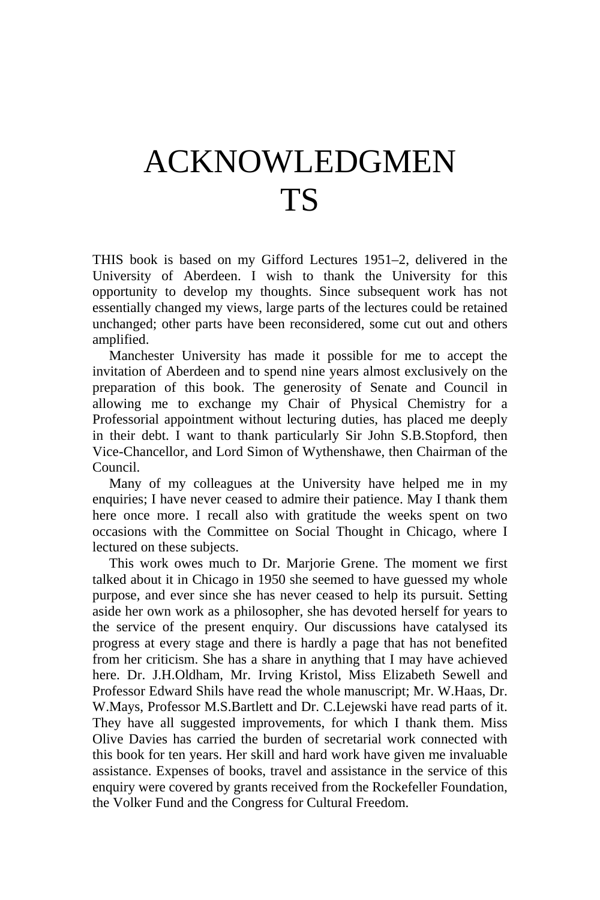# ACKNOWLEDGMENTS

THIS book is based on my Gifford Lectures 1951–2, delivered in the University of Aberdeen. I wish to thank the University for this opportunity to develop my thoughts. Since subsequent work has not essentially changed my views, large parts of the lectures could be retained unchanged; other parts have been reconsidered, some cut out and others amplified.

Manchester University has made it possible for me to accept the invitation of Aberdeen and to spend nine years almost exclusively on the preparation of this book. The generosity of Senate and Council in allowing me to exchange my Chair of Physical Chemistry for a Professorial appointment without lecturing duties, has placed me deeply in their debt. I want to thank particularly Sir John S.B.Stopford, then Vice-Chancellor, and Lord Simon of Wythenshawe, then Chairman of the Council.

Many of my colleagues at the University have helped me in my enquiries; I have never ceased to admire their patience. May I thank them here once more. I recall also with gratitude the weeks spent on two occasions with the Committee on Social Thought in Chicago, where I lectured on these subjects.

This work owes much to Dr. Marjorie Grene. The moment we first talked about it in Chicago in 1950 she seemed to have guessed my whole purpose, and ever since she has never ceased to help its pursuit. Setting aside her own work as a philosopher, she has devoted herself for years to the service of the present enquiry. Our discussions have catalysed its progress at every stage and there is hardly a page that has not benefited from her criticism. She has a share in anything that I may have achieved here. Dr. J.H.Oldham, Mr. Irving Kristol, Miss Elizabeth Sewell and Professor Edward Shils have read the whole manuscript; Mr. W.Haas, Dr. W.Mays, Professor M.S.Bartlett and Dr. C.Lejewski have read parts of it. They have all suggested improvements, for which I thank them. Miss Olive Davies has carried the burden of secretarial work connected with this book for ten years. Her skill and hard work have given me invaluable assistance. Expenses of books, travel and assistance in the service of this enquiry were covered by grants received from the Rockefeller Foundation, the Volker Fund and the Congress for Cultural Freedom.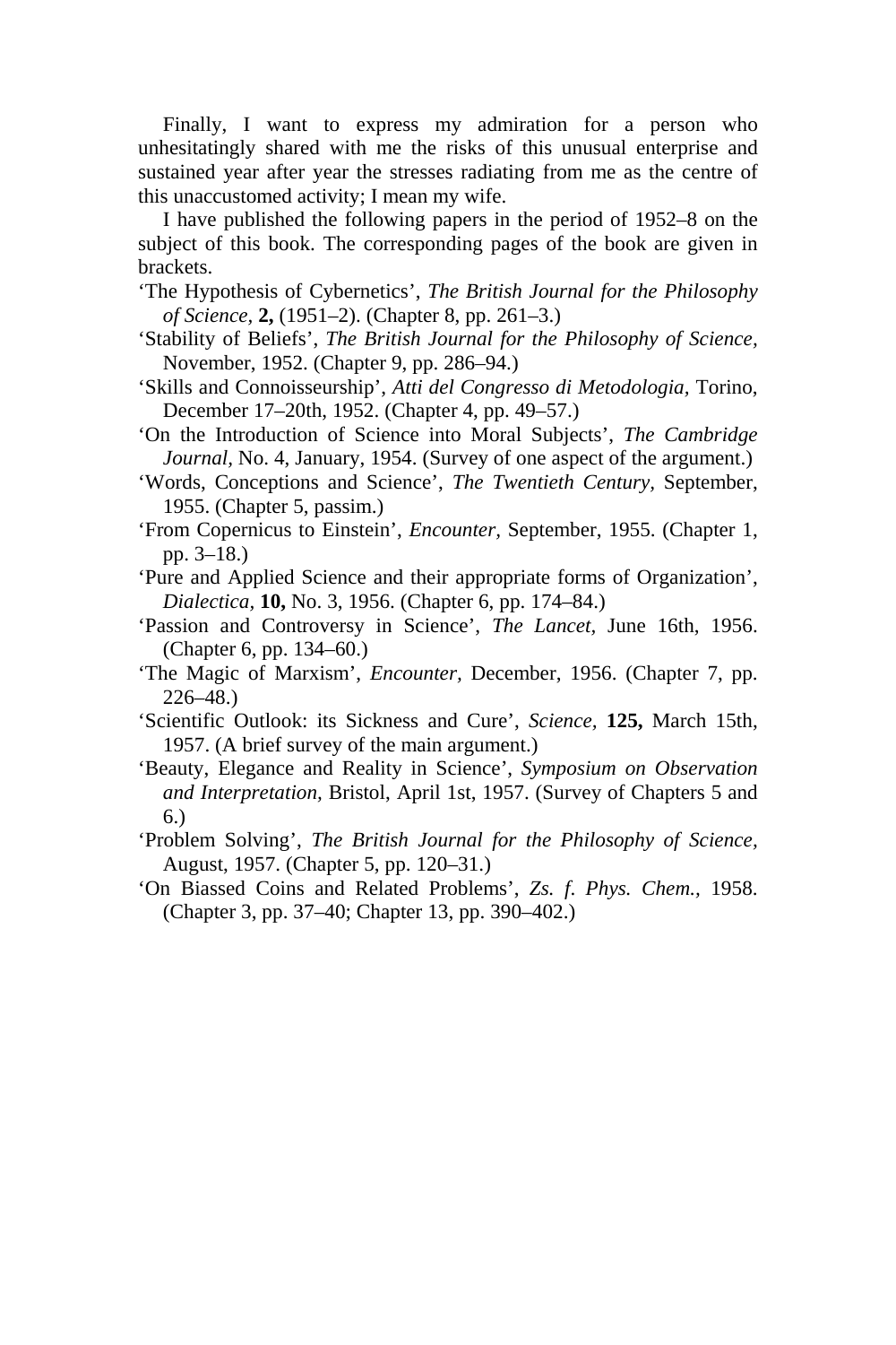Finally, I want to express my admiration for a person who unhesitatingly shared with me the risks of this unusual enterprise and sustained year after year the stresses radiating from me as the centre of this unaccustomed activity; I mean my wife.

I have published the following papers in the period of 1952–8 on the subject of this book. The corresponding pages of the book are given in brackets.

'The Hypothesis of Cybernetics', *The British Journal for the Philosophy of Science,* **2,** (1951–2). (Chapter 8, pp. 261–3.)

'Stability of Beliefs', *The British Journal for the Philosophy of Science,* November, 1952. (Chapter 9, pp. 286–94.)

'Skills and Connoisseurship', *Atti del Congresso di Metodologia,* Torino, December 17–20th, 1952. (Chapter 4, pp. 49–57.)

'On the Introduction of Science into Moral Subjects', *The Cambridge Journal,* No. 4, January, 1954. (Survey of one aspect of the argument.)

'Words, Conceptions and Science', *The Twentieth Century,* September, 1955. (Chapter 5, passim.)

'From Copernicus to Einstein', *Encounter,* September, 1955. (Chapter 1, pp. 3–18.)

'Pure and Applied Science and their appropriate forms of Organization', *Dialectica,* **10,** No. 3, 1956. (Chapter 6, pp. 174–84.)

'Passion and Controversy in Science', *The Lancet,* June 16th, 1956. (Chapter 6, pp. 134–60.)

'The Magic of Marxism', *Encounter,* December, 1956. (Chapter 7, pp. 226–48.)

'Scientific Outlook: its Sickness and Cure', *Science,* **125,** March 15th, 1957. (A brief survey of the main argument.)

'Beauty, Elegance and Reality in Science', *Symposium on Observation and Interpretation,* Bristol, April 1st, 1957. (Survey of Chapters 5 and 6.)

'Problem Solving', *The British Journal for the Philosophy of Science,* August, 1957. (Chapter 5, pp. 120–31.)

'On Biassed Coins and Related Problems', *Zs. f. Phys. Chem.,* 1958. (Chapter 3, pp. 37–40; Chapter 13, pp. 390–402.)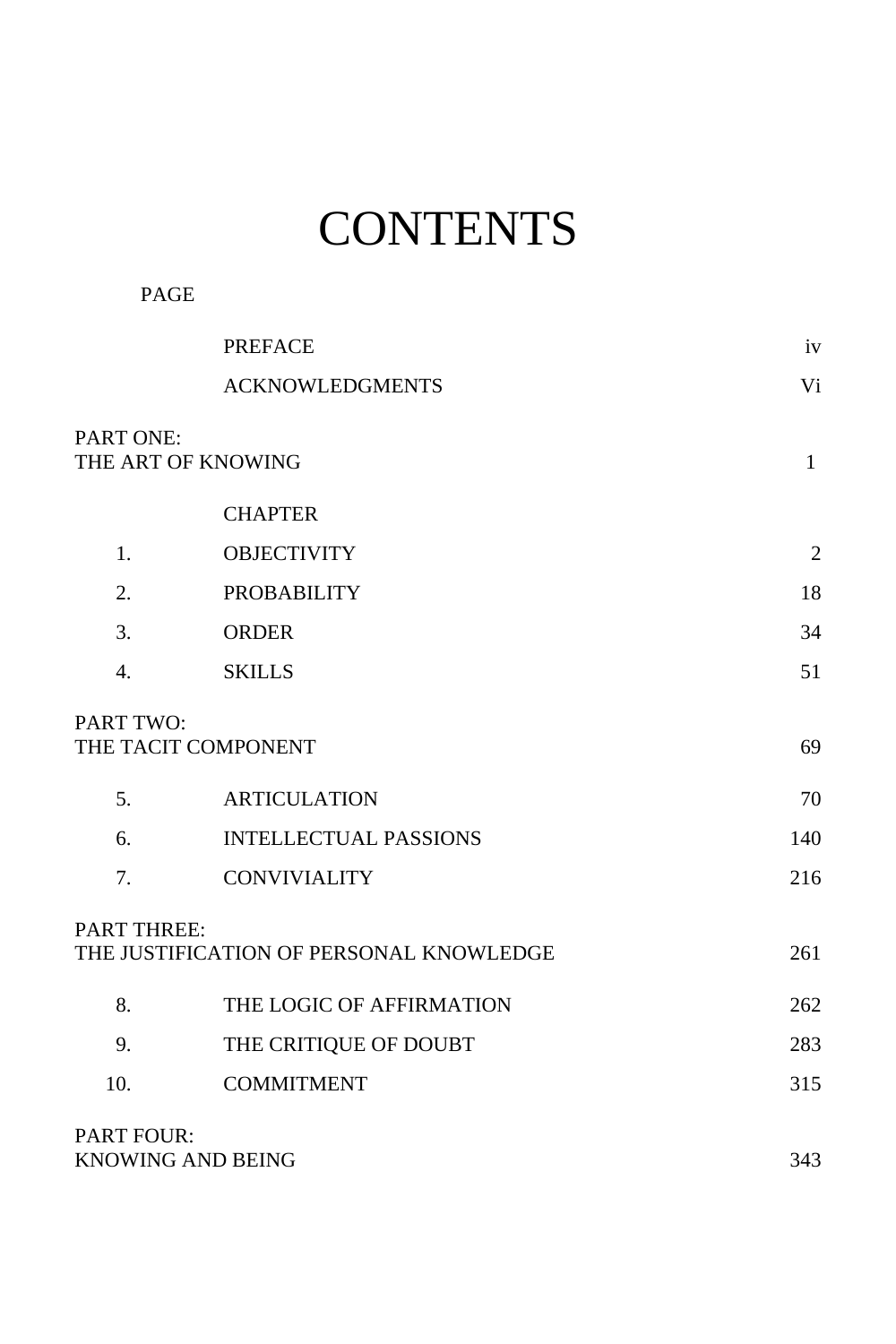# CONTENTS

| | | PAGE |
|---|---|---|
| | PREFACE | iv |
| | ACKNOWLEDGMENTS | Vi |
| PART ONE: THE ART OF KNOWING | | 1 |
| | CHAPTER | |
| 1. | OBJECTIVITY | 2 |
| 2. | PROBABILITY | 18 |
| 3. | ORDER | 34 |
| 4. | SKILLS | 51 |
| PART TWO: THE TACIT COMPONENT | | 69 |
| 5. | ARTICULATION | 70 |
| 6. | INTELLECTUAL PASSIONS | 140 |
| 7. | CONVIVIALITY | 216 |
| PART THREE: THE JUSTIFICATION OF PERSONAL KNOWLEDGE | | 261 |
| 8. | THE LOGIC OF AFFIRMATION | 262 |
| 9. | THE CRITIQUE OF DOUBT | 283 |
| 10. | COMMITMENT | 315 |
| PART FOUR: KNOWING AND BEING | | 343 |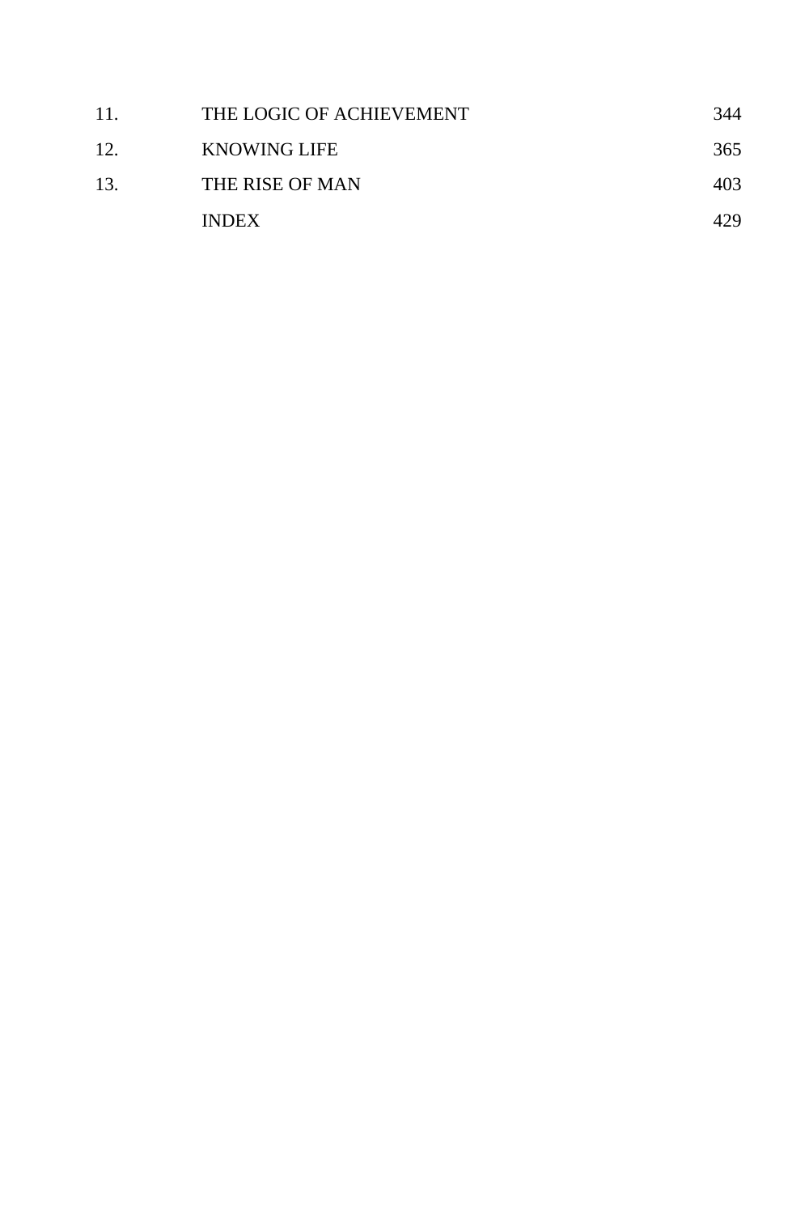| | | |
|---|---|---|
| 11. | THE LOGIC OF ACHIEVEMENT | 344 |
| 12. | KNOWING LIFE | 365 |
| 13. | THE RISE OF MAN | 403 |
| | INDEX | 429 |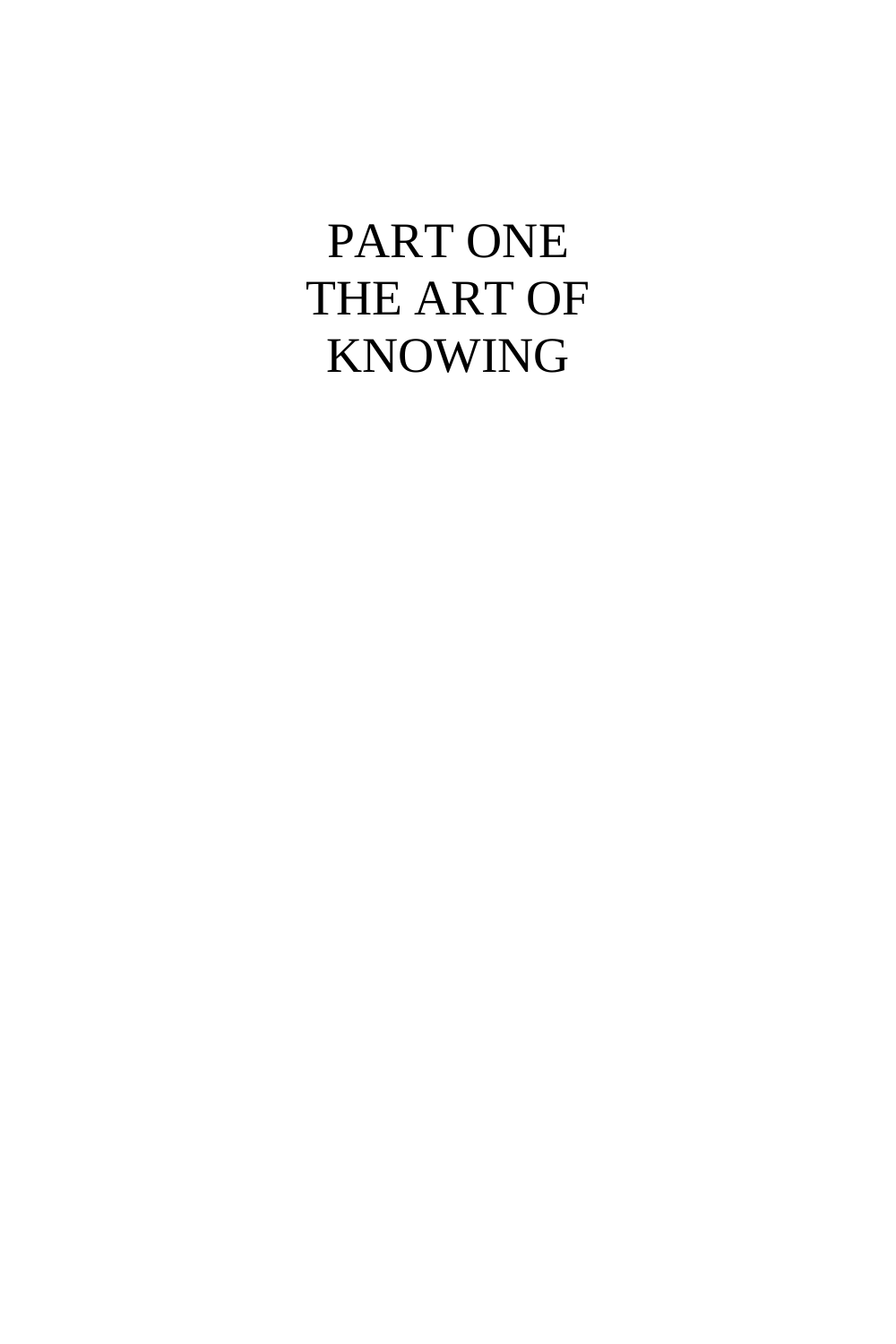# PART ONE
# THE ART OF KNOWING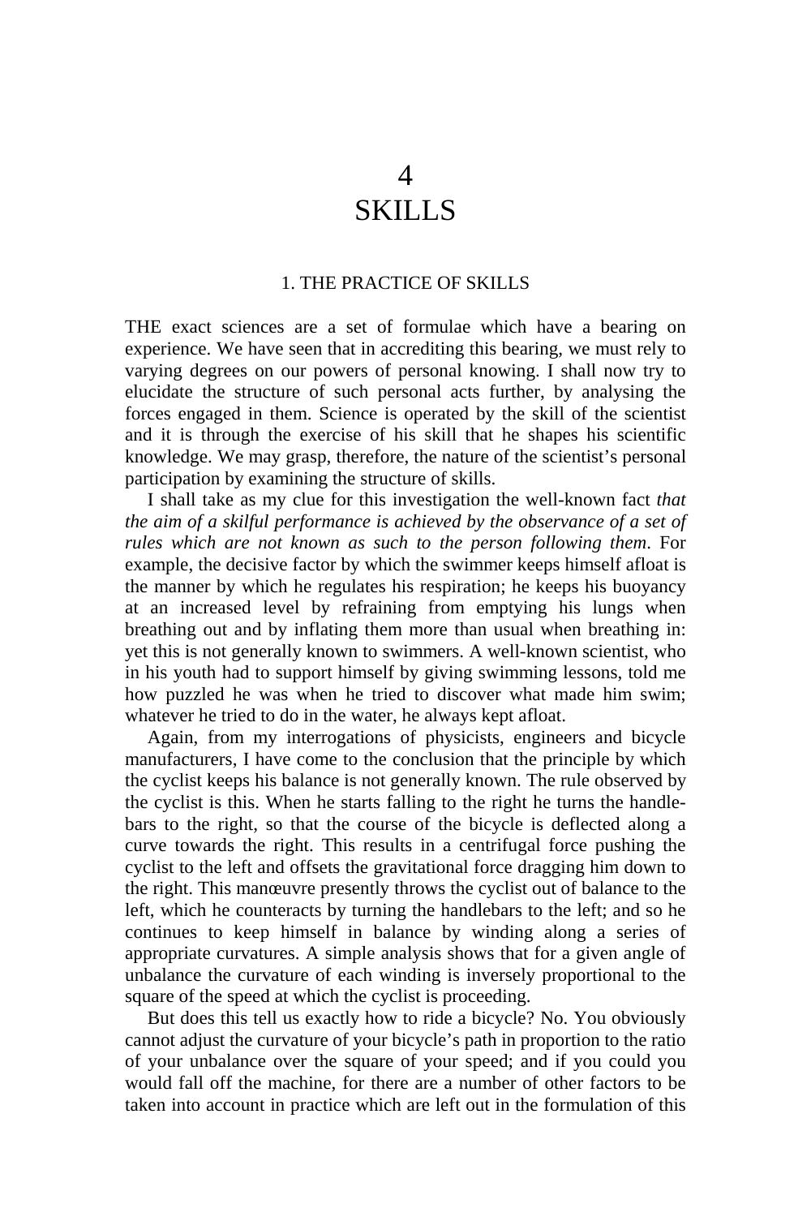# 4
# SKILLS

## 1. THE PRACTICE OF SKILLS

THE exact sciences are a set of formulae which have a bearing on experience. We have seen that in accrediting this bearing, we must rely to varying degrees on our powers of personal knowing. I shall now try to elucidate the structure of such personal acts further, by analysing the forces engaged in them. Science is operated by the skill of the scientist and it is through the exercise of his skill that he shapes his scientific knowledge. We may grasp, therefore, the nature of the scientist's personal participation by examining the structure of skills.

I shall take as my clue for this investigation the well-known fact *that the aim of a skilful performance is achieved by the observance of a set of rules which are not known as such to the person following them*. For example, the decisive factor by which the swimmer keeps himself afloat is the manner by which he regulates his respiration; he keeps his buoyancy at an increased level by refraining from emptying his lungs when breathing out and by inflating them more than usual when breathing in: yet this is not generally known to swimmers. A well-known scientist, who in his youth had to support himself by giving swimming lessons, told me how puzzled he was when he tried to discover what made him swim; whatever he tried to do in the water, he always kept afloat.

Again, from my interrogations of physicists, engineers and bicycle manufacturers, I have come to the conclusion that the principle by which the cyclist keeps his balance is not generally known. The rule observed by the cyclist is this. When he starts falling to the right he turns the handlebars to the right, so that the course of the bicycle is deflected along a curve towards the right. This results in a centrifugal force pushing the cyclist to the left and offsets the gravitational force dragging him down to the right. This manœuvre presently throws the cyclist out of balance to the left, which he counteracts by turning the handlebars to the left; and so he continues to keep himself in balance by winding along a series of appropriate curvatures. A simple analysis shows that for a given angle of unbalance the curvature of each winding is inversely proportional to the square of the speed at which the cyclist is proceeding.

But does this tell us exactly how to ride a bicycle? No. You obviously cannot adjust the curvature of your bicycle's path in proportion to the ratio of your unbalance over the square of your speed; and if you could you would fall off the machine, for there are a number of other factors to be taken into account in practice which are left out in the formulation of this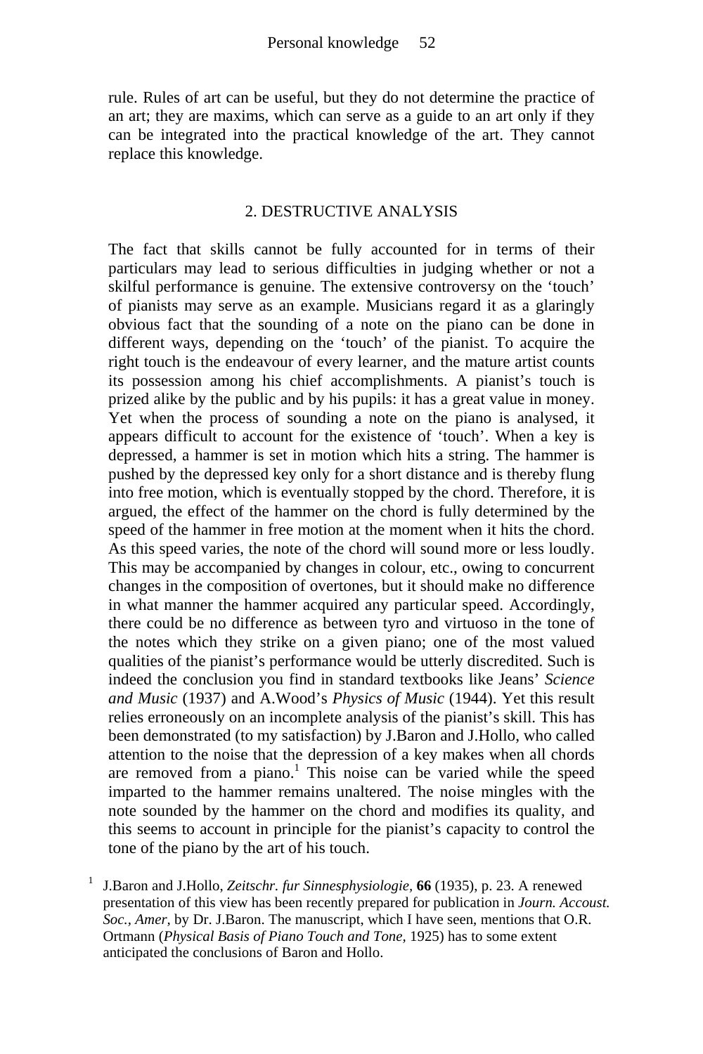rule. Rules of art can be useful, but they do not determine the practice of an art; they are maxims, which can serve as a guide to an art only if they can be integrated into the practical knowledge of the art. They cannot replace this knowledge.

## 2. DESTRUCTIVE ANALYSIS

The fact that skills cannot be fully accounted for in terms of their particulars may lead to serious difficulties in judging whether or not a skilful performance is genuine. The extensive controversy on the 'touch' of pianists may serve as an example. Musicians regard it as a glaringly obvious fact that the sounding of a note on the piano can be done in different ways, depending on the 'touch' of the pianist. To acquire the right touch is the endeavour of every learner, and the mature artist counts its possession among his chief accomplishments. A pianist's touch is prized alike by the public and by his pupils: it has a great value in money. Yet when the process of sounding a note on the piano is analysed, it appears difficult to account for the existence of 'touch'. When a key is depressed, a hammer is set in motion which hits a string. The hammer is pushed by the depressed key only for a short distance and is thereby flung into free motion, which is eventually stopped by the chord. Therefore, it is argued, the effect of the hammer on the chord is fully determined by the speed of the hammer in free motion at the moment when it hits the chord. As this speed varies, the note of the chord will sound more or less loudly. This may be accompanied by changes in colour, etc., owing to concurrent changes in the composition of overtones, but it should make no difference in what manner the hammer acquired any particular speed. Accordingly, there could be no difference as between tyro and virtuoso in the tone of the notes which they strike on a given piano; one of the most valued qualities of the pianist's performance would be utterly discredited. Such is indeed the conclusion you find in standard textbooks like Jeans' *Science and Music* (1937) and A.Wood's *Physics of Music* (1944). Yet this result relies erroneously on an incomplete analysis of the pianist's skill. This has been demonstrated (to my satisfaction) by J.Baron and J.Hollo, who called attention to the noise that the depression of a key makes when all chords are removed from a piano.[1] This noise can be varied while the speed imparted to the hammer remains unaltered. The noise mingles with the note sounded by the hammer on the chord and modifies its quality, and this seems to account in principle for the pianist's capacity to control the tone of the piano by the art of his touch.

[1] J.Baron and J.Hollo, *Zeitschr. fur Sinnesphysiologie*, **66** (1935), p. 23. A renewed presentation of this view has been recently prepared for publication in *Journ. Accoust. Soc., Amer*, by Dr. J.Baron. The manuscript, which I have seen, mentions that O.R. Ortmann (*Physical Basis of Piano Touch and Tone*, 1925) has to some extent anticipated the conclusions of Baron and Hollo.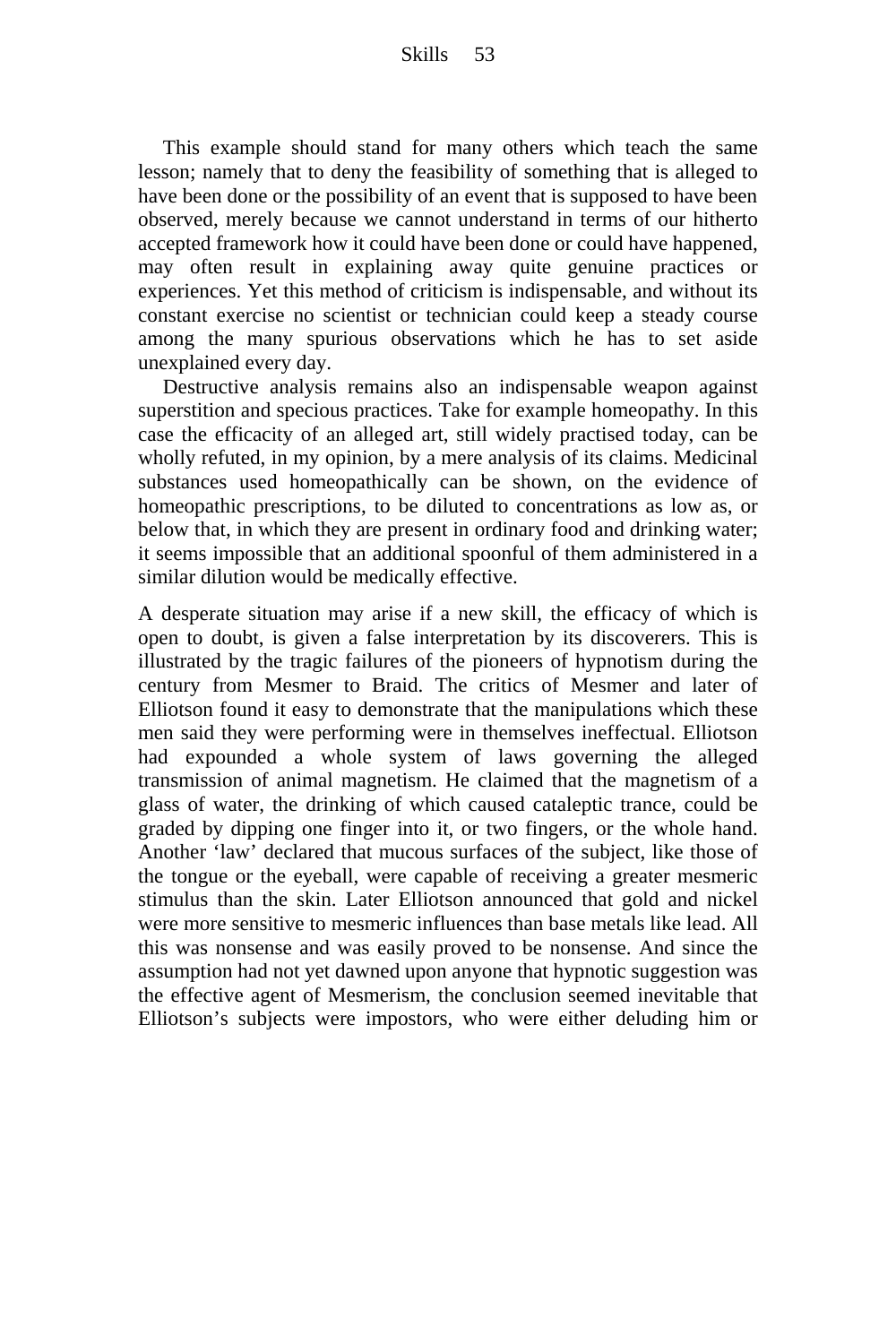This example should stand for many others which teach the same lesson; namely that to deny the feasibility of something that is alleged to have been done or the possibility of an event that is supposed to have been observed, merely because we cannot understand in terms of our hitherto accepted framework how it could have been done or could have happened, may often result in explaining away quite genuine practices or experiences. Yet this method of criticism is indispensable, and without its constant exercise no scientist or technician could keep a steady course among the many spurious observations which he has to set aside unexplained every day.

Destructive analysis remains also an indispensable weapon against superstition and specious practices. Take for example homeopathy. In this case the efficacity of an alleged art, still widely practised today, can be wholly refuted, in my opinion, by a mere analysis of its claims. Medicinal substances used homeopathically can be shown, on the evidence of homeopathic prescriptions, to be diluted to concentrations as low as, or below that, in which they are present in ordinary food and drinking water; it seems impossible that an additional spoonful of them administered in a similar dilution would be medically effective.

A desperate situation may arise if a new skill, the efficacy of which is open to doubt, is given a false interpretation by its discoverers. This is illustrated by the tragic failures of the pioneers of hypnotism during the century from Mesmer to Braid. The critics of Mesmer and later of Elliotson found it easy to demonstrate that the manipulations which these men said they were performing were in themselves ineffectual. Elliotson had expounded a whole system of laws governing the alleged transmission of animal magnetism. He claimed that the magnetism of a glass of water, the drinking of which caused cataleptic trance, could be graded by dipping one finger into it, or two fingers, or the whole hand. Another 'law' declared that mucous surfaces of the subject, like those of the tongue or the eyeball, were capable of receiving a greater mesmeric stimulus than the skin. Later Elliotson announced that gold and nickel were more sensitive to mesmeric influences than base metals like lead. All this was nonsense and was easily proved to be nonsense. And since the assumption had not yet dawned upon anyone that hypnotic suggestion was the effective agent of Mesmerism, the conclusion seemed inevitable that Elliotson's subjects were impostors, who were either deluding him or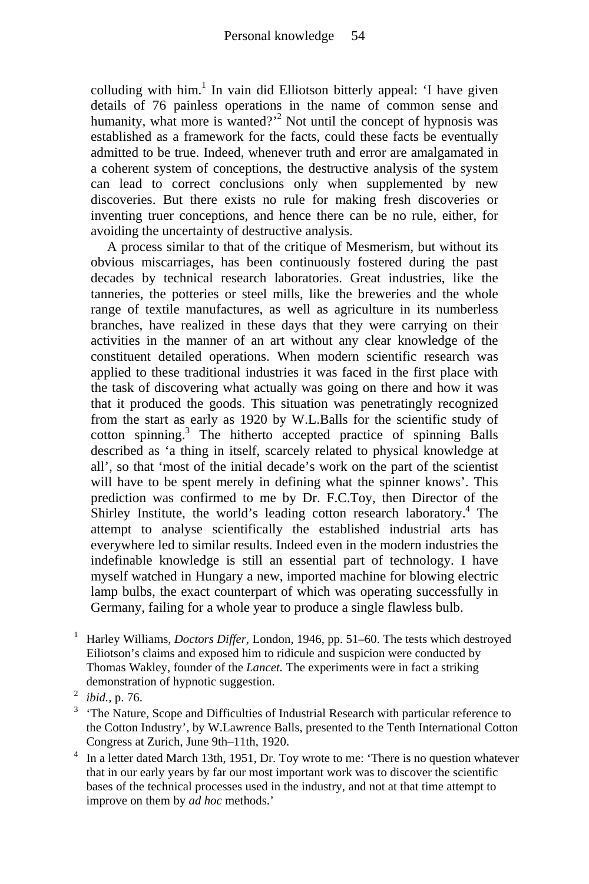colluding with him.[1] In vain did Elliotson bitterly appeal: 'I have given details of 76 painless operations in the name of common sense and humanity, what more is wanted?'[2] Not until the concept of hypnosis was established as a framework for the facts, could these facts be eventually admitted to be true. Indeed, whenever truth and error are amalgamated in a coherent system of conceptions, the destructive analysis of the system can lead to correct conclusions only when supplemented by new discoveries. But there exists no rule for making fresh discoveries or inventing truer conceptions, and hence there can be no rule, either, for avoiding the uncertainty of destructive analysis.

A process similar to that of the critique of Mesmerism, but without its obvious miscarriages, has been continuously fostered during the past decades by technical research laboratories. Great industries, like the tanneries, the potteries or steel mills, like the breweries and the whole range of textile manufactures, as well as agriculture in its numberless branches, have realized in these days that they were carrying on their activities in the manner of an art without any clear knowledge of the constituent detailed operations. When modern scientific research was applied to these traditional industries it was faced in the first place with the task of discovering what actually was going on there and how it was that it produced the goods. This situation was penetratingly recognized from the start as early as 1920 by W.L.Balls for the scientific study of cotton spinning.[3] The hitherto accepted practice of spinning Balls described as 'a thing in itself, scarcely related to physical knowledge at all', so that 'most of the initial decade's work on the part of the scientist will have to be spent merely in defining what the spinner knows'. This prediction was confirmed to me by Dr. F.C.Toy, then Director of the Shirley Institute, the world's leading cotton research laboratory.[4] The attempt to analyse scientifically the established industrial arts has everywhere led to similar results. Indeed even in the modern industries the indefinable knowledge is still an essential part of technology. I have myself watched in Hungary a new, imported machine for blowing electric lamp bulbs, the exact counterpart of which was operating successfully in Germany, failing for a whole year to produce a single flawless bulb.

[1] Harley Williams, *Doctors Differ*, London, 1946, pp. 51–60. The tests which destroyed Eiliotson's claims and exposed him to ridicule and suspicion were conducted by Thomas Wakley, founder of the *Lancet*. The experiments were in fact a striking demonstration of hypnotic suggestion.

[2] *ibid.*, p. 76.

[3] 'The Nature, Scope and Difficulties of Industrial Research with particular reference to the Cotton Industry', by W.Lawrence Balls, presented to the Tenth International Cotton Congress at Zurich, June 9th–11th, 1920.

[4] In a letter dated March 13th, 1951, Dr. Toy wrote to me: 'There is no question whatever that in our early years by far our most important work was to discover the scientific bases of the technical processes used in the industry, and not at that time attempt to improve on them by *ad hoc* methods.'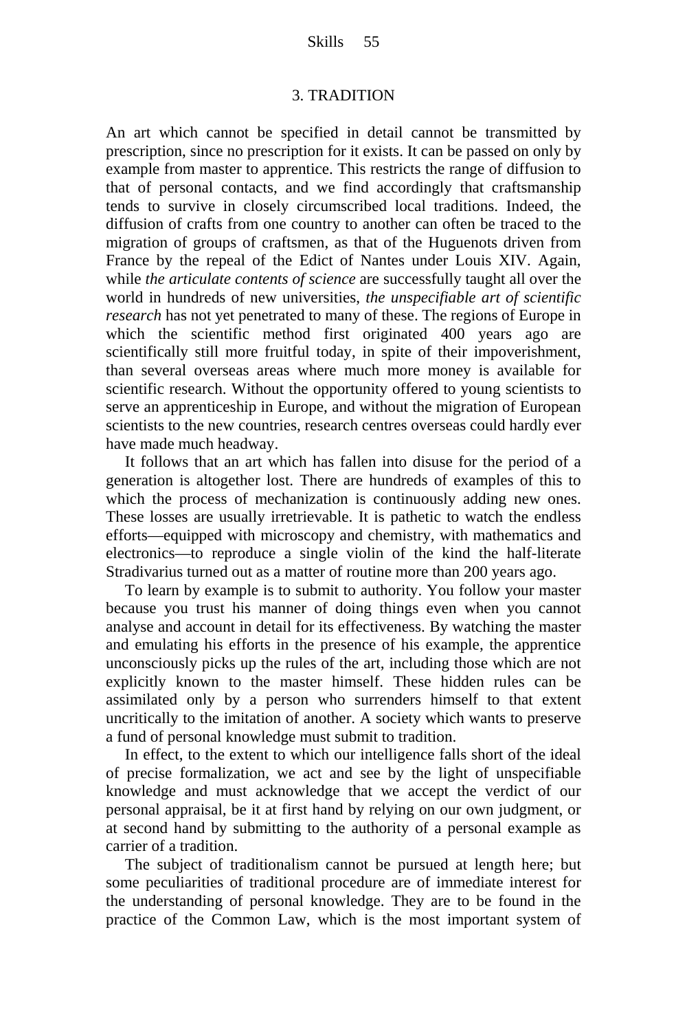## 3. TRADITION

An art which cannot be specified in detail cannot be transmitted by prescription, since no prescription for it exists. It can be passed on only by example from master to apprentice. This restricts the range of diffusion to that of personal contacts, and we find accordingly that craftsmanship tends to survive in closely circumscribed local traditions. Indeed, the diffusion of crafts from one country to another can often be traced to the migration of groups of craftsmen, as that of the Huguenots driven from France by the repeal of the Edict of Nantes under Louis XIV. Again, while *the articulate contents of science* are successfully taught all over the world in hundreds of new universities, *the unspecifiable art of scientific research* has not yet penetrated to many of these. The regions of Europe in which the scientific method first originated 400 years ago are scientifically still more fruitful today, in spite of their impoverishment, than several overseas areas where much more money is available for scientific research. Without the opportunity offered to young scientists to serve an apprenticeship in Europe, and without the migration of European scientists to the new countries, research centres overseas could hardly ever have made much headway.

It follows that an art which has fallen into disuse for the period of a generation is altogether lost. There are hundreds of examples of this to which the process of mechanization is continuously adding new ones. These losses are usually irretrievable. It is pathetic to watch the endless efforts—equipped with microscopy and chemistry, with mathematics and electronics—to reproduce a single violin of the kind the half-literate Stradivarius turned out as a matter of routine more than 200 years ago.

To learn by example is to submit to authority. You follow your master because you trust his manner of doing things even when you cannot analyse and account in detail for its effectiveness. By watching the master and emulating his efforts in the presence of his example, the apprentice unconsciously picks up the rules of the art, including those which are not explicitly known to the master himself. These hidden rules can be assimilated only by a person who surrenders himself to that extent uncritically to the imitation of another. A society which wants to preserve a fund of personal knowledge must submit to tradition.

In effect, to the extent to which our intelligence falls short of the ideal of precise formalization, we act and see by the light of unspecifiable knowledge and must acknowledge that we accept the verdict of our personal appraisal, be it at first hand by relying on our own judgment, or at second hand by submitting to the authority of a personal example as carrier of a tradition.

The subject of traditionalism cannot be pursued at length here; but some peculiarities of traditional procedure are of immediate interest for the understanding of personal knowledge. They are to be found in the practice of the Common Law, which is the most important system of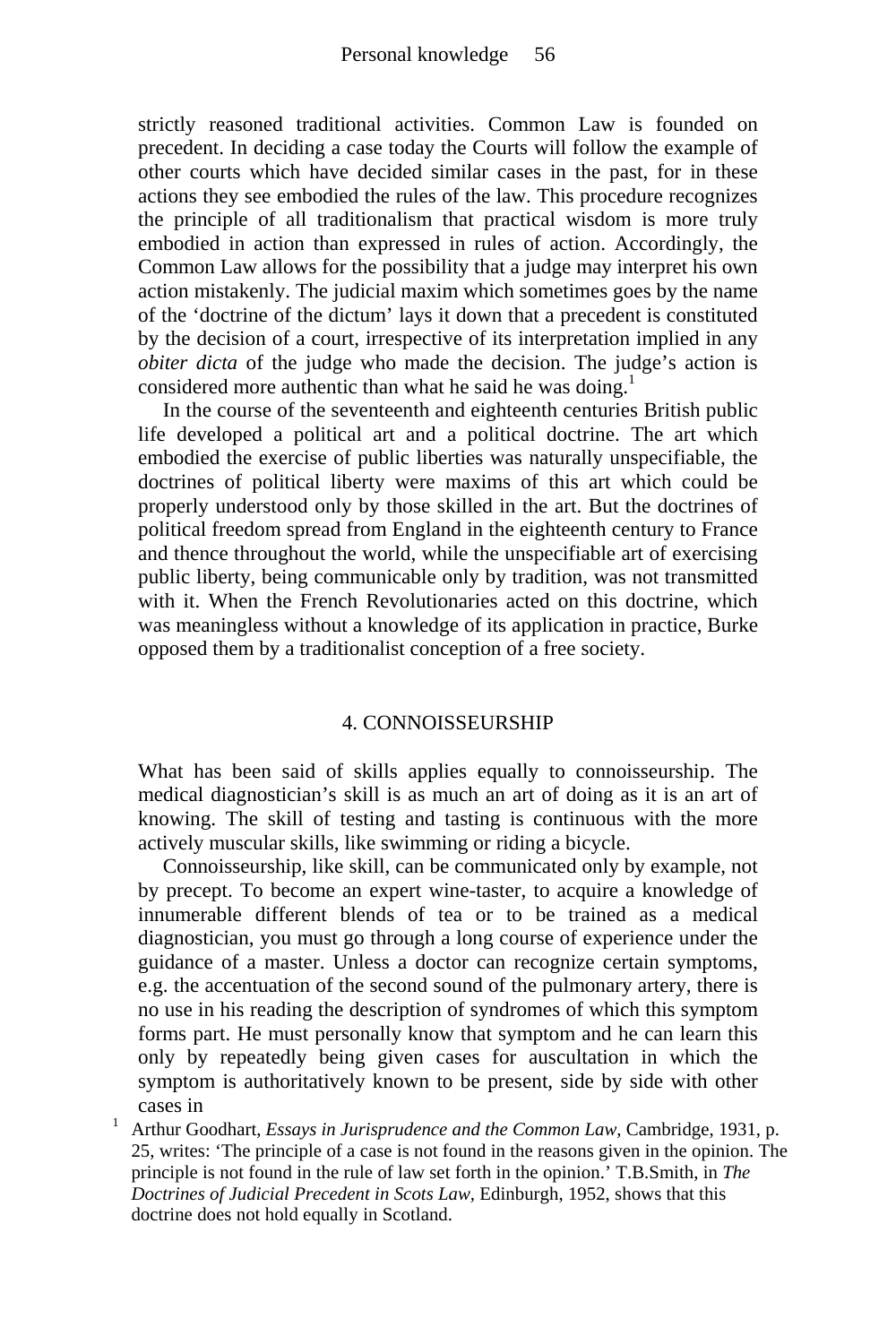strictly reasoned traditional activities. Common Law is founded on precedent. In deciding a case today the Courts will follow the example of other courts which have decided similar cases in the past, for in these actions they see embodied the rules of the law. This procedure recognizes the principle of all traditionalism that practical wisdom is more truly embodied in action than expressed in rules of action. Accordingly, the Common Law allows for the possibility that a judge may interpret his own action mistakenly. The judicial maxim which sometimes goes by the name of the 'doctrine of the dictum' lays it down that a precedent is constituted by the decision of a court, irrespective of its interpretation implied in any *obiter dicta* of the judge who made the decision. The judge's action is considered more authentic than what he said he was doing.[1]

In the course of the seventeenth and eighteenth centuries British public life developed a political art and a political doctrine. The art which embodied the exercise of public liberties was naturally unspecifiable, the doctrines of political liberty were maxims of this art which could be properly understood only by those skilled in the art. But the doctrines of political freedom spread from England in the eighteenth century to France and thence throughout the world, while the unspecifiable art of exercising public liberty, being communicable only by tradition, was not transmitted with it. When the French Revolutionaries acted on this doctrine, which was meaningless without a knowledge of its application in practice, Burke opposed them by a traditionalist conception of a free society.

## 4. CONNOISSEURSHIP

What has been said of skills applies equally to connoisseurship. The medical diagnostician's skill is as much an art of doing as it is an art of knowing. The skill of testing and tasting is continuous with the more actively muscular skills, like swimming or riding a bicycle.

Connoisseurship, like skill, can be communicated only by example, not by precept. To become an expert wine-taster, to acquire a knowledge of innumerable different blends of tea or to be trained as a medical diagnostician, you must go through a long course of experience under the guidance of a master. Unless a doctor can recognize certain symptoms, e.g. the accentuation of the second sound of the pulmonary artery, there is no use in his reading the description of syndromes of which this symptom forms part. He must personally know that symptom and he can learn this only by repeatedly being given cases for auscultation in which the symptom is authoritatively known to be present, side by side with other cases in

[1] Arthur Goodhart, *Essays in Jurisprudence and the Common Law,* Cambridge, 1931, p. 25, writes: 'The principle of a case is not found in the reasons given in the opinion. The principle is not found in the rule of law set forth in the opinion.' T.B.Smith, in *The Doctrines of Judicial Precedent in Scots Law*, Edinburgh, 1952, shows that this doctrine does not hold equally in Scotland.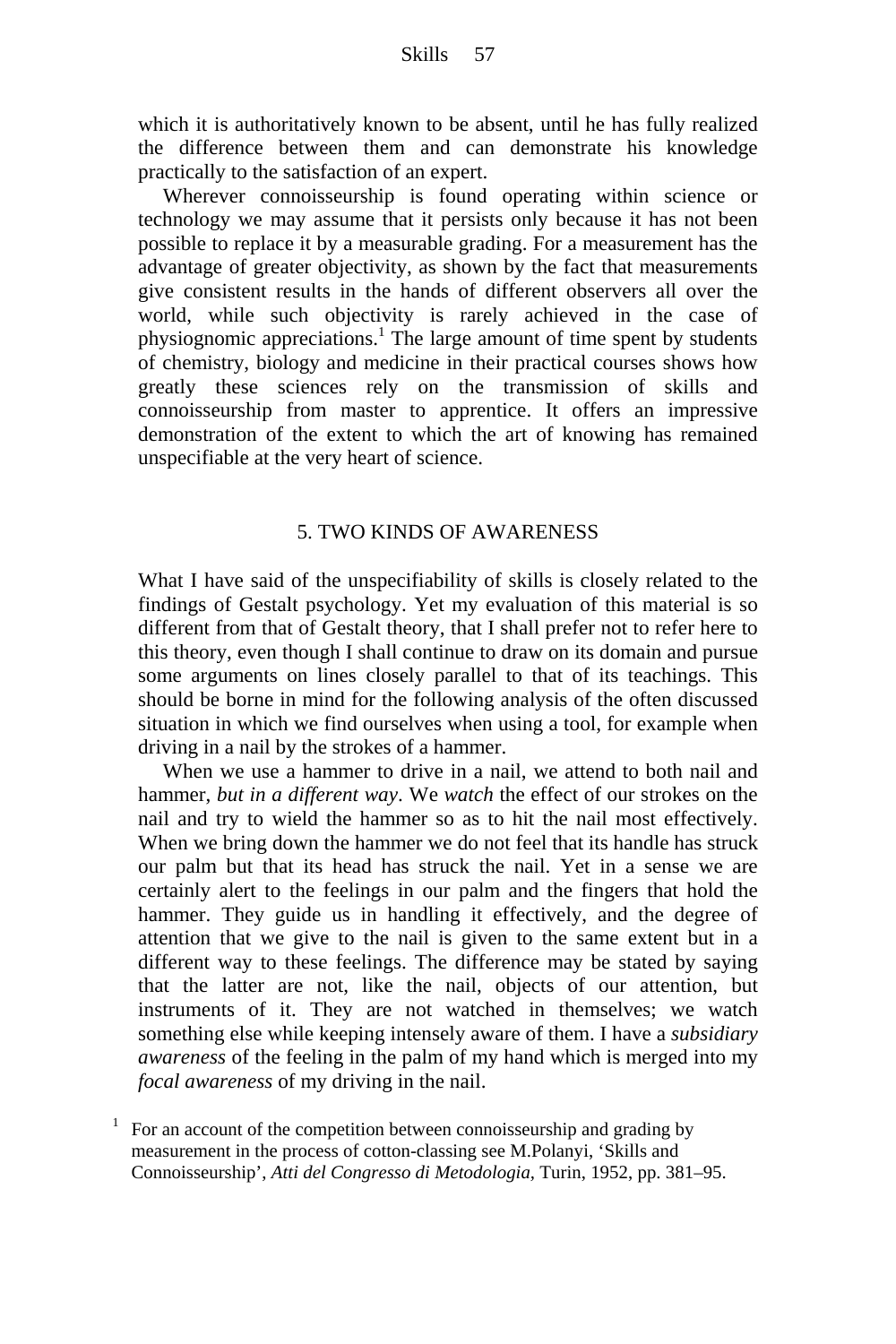which it is authoritatively known to be absent, until he has fully realized the difference between them and can demonstrate his knowledge practically to the satisfaction of an expert.

Wherever connoisseurship is found operating within science or technology we may assume that it persists only because it has not been possible to replace it by a measurable grading. For a measurement has the advantage of greater objectivity, as shown by the fact that measurements give consistent results in the hands of different observers all over the world, while such objectivity is rarely achieved in the case of physiognomic appreciations.[1] The large amount of time spent by students of chemistry, biology and medicine in their practical courses shows how greatly these sciences rely on the transmission of skills and connoisseurship from master to apprentice. It offers an impressive demonstration of the extent to which the art of knowing has remained unspecifiable at the very heart of science.

## 5. TWO KINDS OF AWARENESS

What I have said of the unspecifiability of skills is closely related to the findings of Gestalt psychology. Yet my evaluation of this material is so different from that of Gestalt theory, that I shall prefer not to refer here to this theory, even though I shall continue to draw on its domain and pursue some arguments on lines closely parallel to that of its teachings. This should be borne in mind for the following analysis of the often discussed situation in which we find ourselves when using a tool, for example when driving in a nail by the strokes of a hammer.

When we use a hammer to drive in a nail, we attend to both nail and hammer, *but in a different way*. We *watch* the effect of our strokes on the nail and try to wield the hammer so as to hit the nail most effectively. When we bring down the hammer we do not feel that its handle has struck our palm but that its head has struck the nail. Yet in a sense we are certainly alert to the feelings in our palm and the fingers that hold the hammer. They guide us in handling it effectively, and the degree of attention that we give to the nail is given to the same extent but in a different way to these feelings. The difference may be stated by saying that the latter are not, like the nail, objects of our attention, but instruments of it. They are not watched in themselves; we watch something else while keeping intensely aware of them. I have a *subsidiary awareness* of the feeling in the palm of my hand which is merged into my *focal awareness* of my driving in the nail.

[1] For an account of the competition between connoisseurship and grading by measurement in the process of cotton-classing see M.Polanyi, ‘Skills and Connoisseurship’, *Atti del Congresso di Metodologia,* Turin, 1952, pp. 381–95.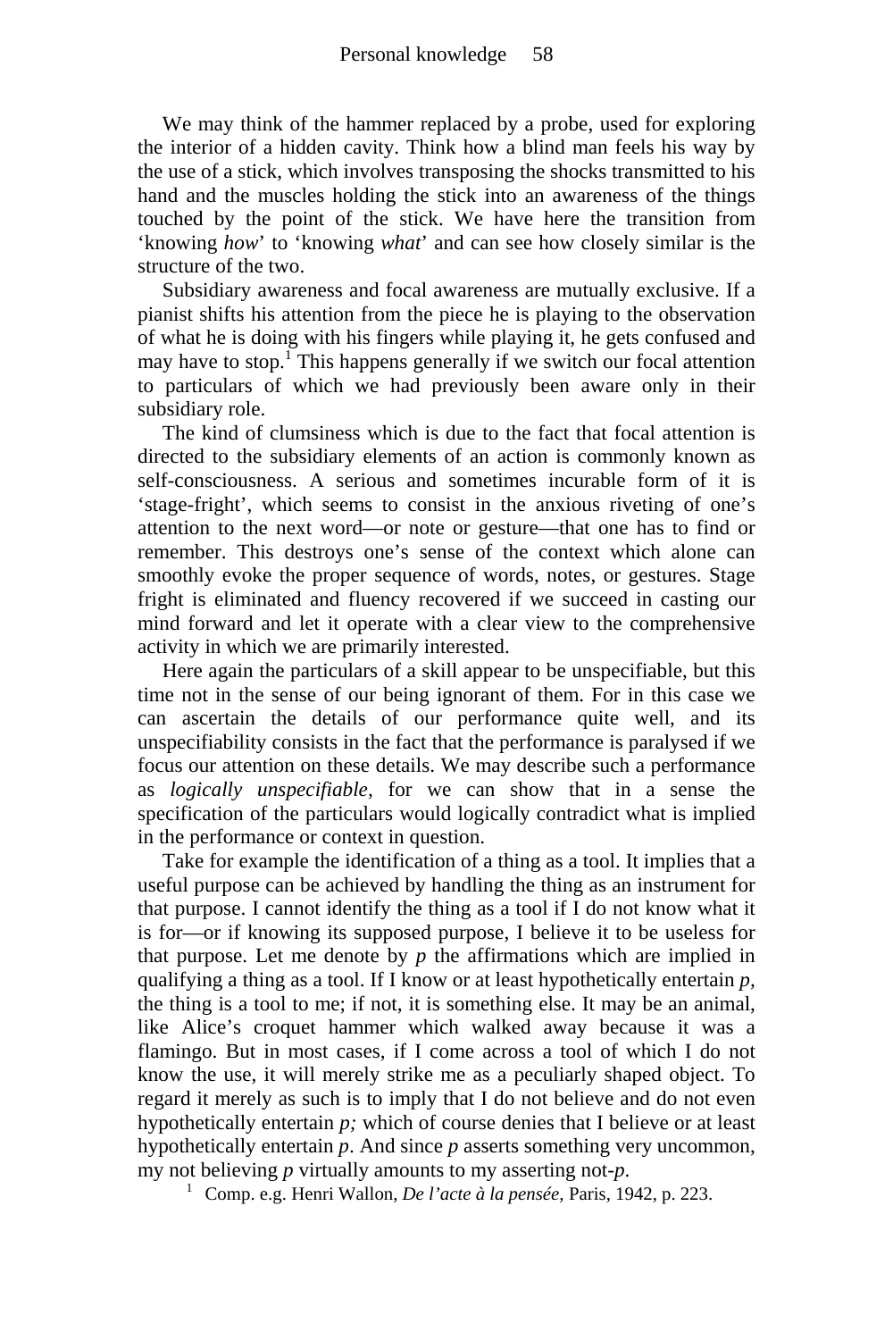We may think of the hammer replaced by a probe, used for exploring the interior of a hidden cavity. Think how a blind man feels his way by the use of a stick, which involves transposing the shocks transmitted to his hand and the muscles holding the stick into an awareness of the things touched by the point of the stick. We have here the transition from 'knowing *how*' to 'knowing *what*' and can see how closely similar is the structure of the two.

Subsidiary awareness and focal awareness are mutually exclusive. If a pianist shifts his attention from the piece he is playing to the observation of what he is doing with his fingers while playing it, he gets confused and may have to stop.[1] This happens generally if we switch our focal attention to particulars of which we had previously been aware only in their subsidiary role.

The kind of clumsiness which is due to the fact that focal attention is directed to the subsidiary elements of an action is commonly known as self-consciousness. A serious and sometimes incurable form of it is 'stage-fright', which seems to consist in the anxious riveting of one's attention to the next word—or note or gesture—that one has to find or remember. This destroys one's sense of the context which alone can smoothly evoke the proper sequence of words, notes, or gestures. Stage fright is eliminated and fluency recovered if we succeed in casting our mind forward and let it operate with a clear view to the comprehensive activity in which we are primarily interested.

Here again the particulars of a skill appear to be unspecifiable, but this time not in the sense of our being ignorant of them. For in this case we can ascertain the details of our performance quite well, and its unspecifiability consists in the fact that the performance is paralysed if we focus our attention on these details. We may describe such a performance as *logically unspecifiable*, for we can show that in a sense the specification of the particulars would logically contradict what is implied in the performance or context in question.

Take for example the identification of a thing as a tool. It implies that a useful purpose can be achieved by handling the thing as an instrument for that purpose. I cannot identify the thing as a tool if I do not know what it is for—or if knowing its supposed purpose, I believe it to be useless for that purpose. Let me denote by *p* the affirmations which are implied in qualifying a thing as a tool. If I know or at least hypothetically entertain *p*, the thing is a tool to me; if not, it is something else. It may be an animal, like Alice's croquet hammer which walked away because it was a flamingo. But in most cases, if I come across a tool of which I do not know the use, it will merely strike me as a peculiarly shaped object. To regard it merely as such is to imply that I do not believe and do not even hypothetically entertain *p;* which of course denies that I believe or at least hypothetically entertain *p*. And since *p* asserts something very uncommon, my not believing *p* virtually amounts to my asserting not-*p*.

[1] Comp. e.g. Henri Wallon, *De l'acte à la pensée*, Paris, 1942, p. 223.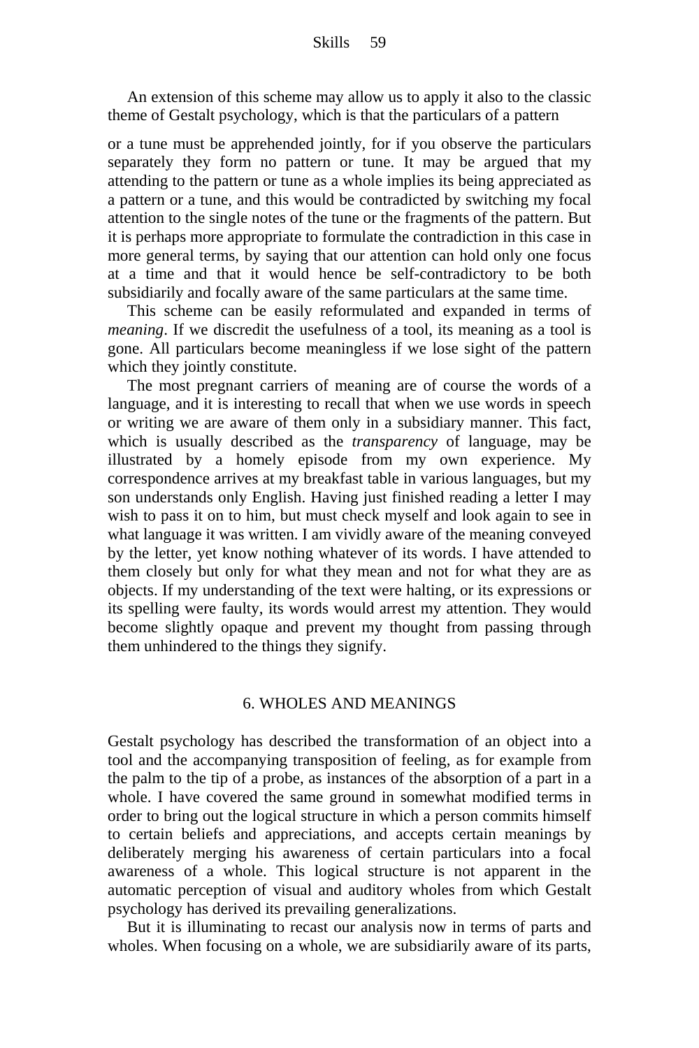An extension of this scheme may allow us to apply it also to the classic theme of Gestalt psychology, which is that the particulars of a pattern or a tune must be apprehended jointly, for if you observe the particulars separately they form no pattern or tune. It may be argued that my attending to the pattern or tune as a whole implies its being appreciated as a pattern or a tune, and this would be contradicted by switching my focal attention to the single notes of the tune or the fragments of the pattern. But it is perhaps more appropriate to formulate the contradiction in this case in more general terms, by saying that our attention can hold only one focus at a time and that it would hence be self-contradictory to be both subsidiarily and focally aware of the same particulars at the same time.

This scheme can be easily reformulated and expanded in terms of *meaning*. If we discredit the usefulness of a tool, its meaning as a tool is gone. All particulars become meaningless if we lose sight of the pattern which they jointly constitute.

The most pregnant carriers of meaning are of course the words of a language, and it is interesting to recall that when we use words in speech or writing we are aware of them only in a subsidiary manner. This fact, which is usually described as the *transparency* of language, may be illustrated by a homely episode from my own experience. My correspondence arrives at my breakfast table in various languages, but my son understands only English. Having just finished reading a letter I may wish to pass it on to him, but must check myself and look again to see in what language it was written. I am vividly aware of the meaning conveyed by the letter, yet know nothing whatever of its words. I have attended to them closely but only for what they mean and not for what they are as objects. If my understanding of the text were halting, or its expressions or its spelling were faulty, its words would arrest my attention. They would become slightly opaque and prevent my thought from passing through them unhindered to the things they signify.

## 6. WHOLES AND MEANINGS

Gestalt psychology has described the transformation of an object into a tool and the accompanying transposition of feeling, as for example from the palm to the tip of a probe, as instances of the absorption of a part in a whole. I have covered the same ground in somewhat modified terms in order to bring out the logical structure in which a person commits himself to certain beliefs and appreciations, and accepts certain meanings by deliberately merging his awareness of certain particulars into a focal awareness of a whole. This logical structure is not apparent in the automatic perception of visual and auditory wholes from which Gestalt psychology has derived its prevailing generalizations.

But it is illuminating to recast our analysis now in terms of parts and wholes. When focusing on a whole, we are subsidiarily aware of its parts,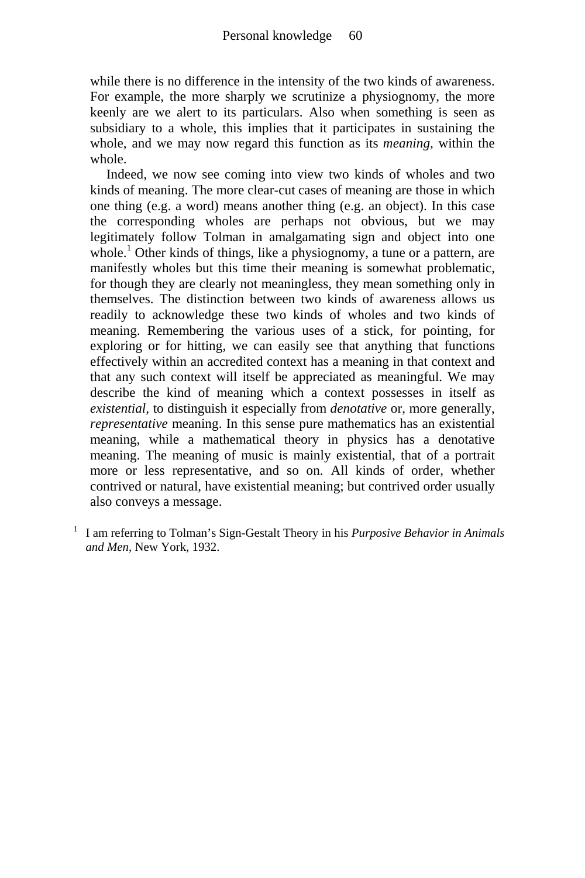while there is no difference in the intensity of the two kinds of awareness. For example, the more sharply we scrutinize a physiognomy, the more keenly are we alert to its particulars. Also when something is seen as subsidiary to a whole, this implies that it participates in sustaining the whole, and we may now regard this function as its *meaning*, within the whole.

Indeed, we now see coming into view two kinds of wholes and two kinds of meaning. The more clear-cut cases of meaning are those in which one thing (e.g. a word) means another thing (e.g. an object). In this case the corresponding wholes are perhaps not obvious, but we may legitimately follow Tolman in amalgamating sign and object into one whole.[1] Other kinds of things, like a physiognomy, a tune or a pattern, are manifestly wholes but this time their meaning is somewhat problematic, for though they are clearly not meaningless, they mean something only in themselves. The distinction between two kinds of awareness allows us readily to acknowledge these two kinds of wholes and two kinds of meaning. Remembering the various uses of a stick, for pointing, for exploring or for hitting, we can easily see that anything that functions effectively within an accredited context has a meaning in that context and that any such context will itself be appreciated as meaningful. We may describe the kind of meaning which a context possesses in itself as *existential*, to distinguish it especially from *denotative* or, more generally, *representative* meaning. In this sense pure mathematics has an existential meaning, while a mathematical theory in physics has a denotative meaning. The meaning of music is mainly existential, that of a portrait more or less representative, and so on. All kinds of order, whether contrived or natural, have existential meaning; but contrived order usually also conveys a message.

[1] I am referring to Tolman's Sign-Gestalt Theory in his *Purposive Behavior in Animals and Men*, New York, 1932.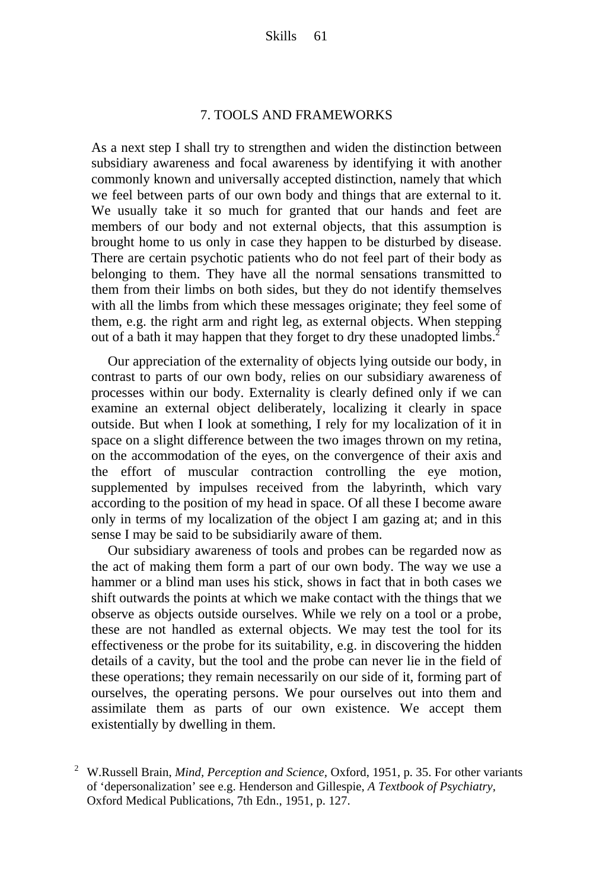## 7. TOOLS AND FRAMEWORKS

As a next step I shall try to strengthen and widen the distinction between subsidiary awareness and focal awareness by identifying it with another commonly known and universally accepted distinction, namely that which we feel between parts of our own body and things that are external to it. We usually take it so much for granted that our hands and feet are members of our body and not external objects, that this assumption is brought home to us only in case they happen to be disturbed by disease. There are certain psychotic patients who do not feel part of their body as belonging to them. They have all the normal sensations transmitted to them from their limbs on both sides, but they do not identify themselves with all the limbs from which these messages originate; they feel some of them, e.g. the right arm and right leg, as external objects. When stepping out of a bath it may happen that they forget to dry these unadopted limbs.[2]

Our appreciation of the externality of objects lying outside our body, in contrast to parts of our own body, relies on our subsidiary awareness of processes within our body. Externality is clearly defined only if we can examine an external object deliberately, localizing it clearly in space outside. But when I look at something, I rely for my localization of it in space on a slight difference between the two images thrown on my retina, on the accommodation of the eyes, on the convergence of their axis and the effort of muscular contraction controlling the eye motion, supplemented by impulses received from the labyrinth, which vary according to the position of my head in space. Of all these I become aware only in terms of my localization of the object I am gazing at; and in this sense I may be said to be subsidiarily aware of them.

Our subsidiary awareness of tools and probes can be regarded now as the act of making them form a part of our own body. The way we use a hammer or a blind man uses his stick, shows in fact that in both cases we shift outwards the points at which we make contact with the things that we observe as objects outside ourselves. While we rely on a tool or a probe, these are not handled as external objects. We may test the tool for its effectiveness or the probe for its suitability, e.g. in discovering the hidden details of a cavity, but the tool and the probe can never lie in the field of these operations; they remain necessarily on our side of it, forming part of ourselves, the operating persons. We pour ourselves out into them and assimilate them as parts of our own existence. We accept them existentially by dwelling in them.

[2] W.Russell Brain, *Mind, Perception and Science,* Oxford, 1951, p. 35. For other variants of 'depersonalization' see e.g. Henderson and Gillespie, *A Textbook of Psychiatry,* Oxford Medical Publications, 7th Edn., 1951, p. 127.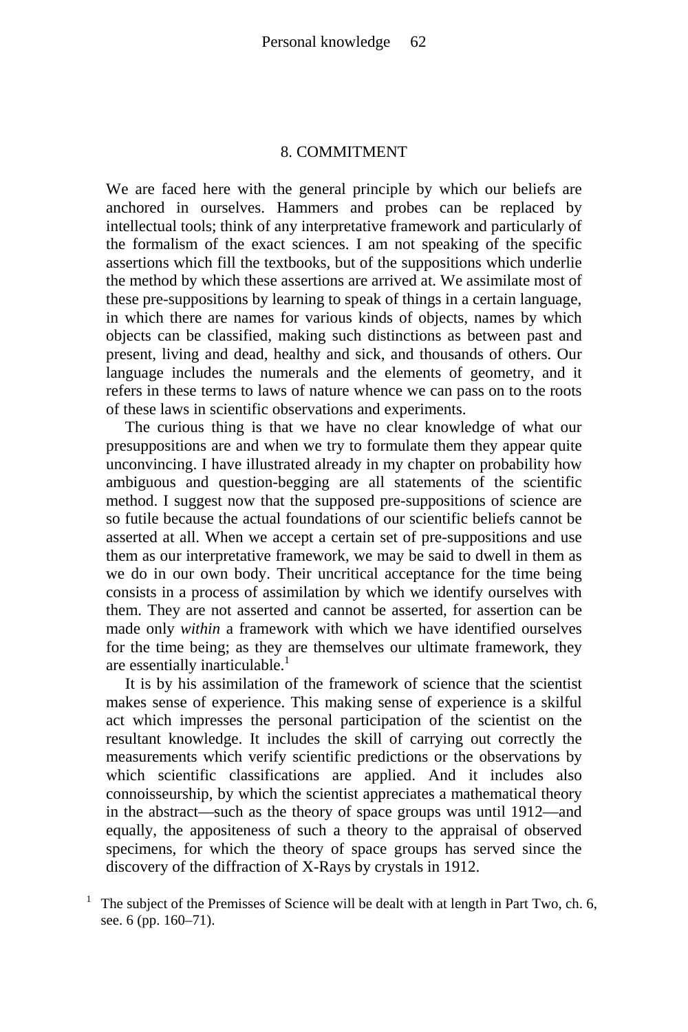## 8. COMMITMENT

We are faced here with the general principle by which our beliefs are anchored in ourselves. Hammers and probes can be replaced by intellectual tools; think of any interpretative framework and particularly of the formalism of the exact sciences. I am not speaking of the specific assertions which fill the textbooks, but of the suppositions which underlie the method by which these assertions are arrived at. We assimilate most of these pre-suppositions by learning to speak of things in a certain language, in which there are names for various kinds of objects, names by which objects can be classified, making such distinctions as between past and present, living and dead, healthy and sick, and thousands of others. Our language includes the numerals and the elements of geometry, and it refers in these terms to laws of nature whence we can pass on to the roots of these laws in scientific observations and experiments.

The curious thing is that we have no clear knowledge of what our presuppositions are and when we try to formulate them they appear quite unconvincing. I have illustrated already in my chapter on probability how ambiguous and question-begging are all statements of the scientific method. I suggest now that the supposed pre-suppositions of science are so futile because the actual foundations of our scientific beliefs cannot be asserted at all. When we accept a certain set of pre-suppositions and use them as our interpretative framework, we may be said to dwell in them as we do in our own body. Their uncritical acceptance for the time being consists in a process of assimilation by which we identify ourselves with them. They are not asserted and cannot be asserted, for assertion can be made only *within* a framework with which we have identified ourselves for the time being; as they are themselves our ultimate framework, they are essentially inarticulable.[1]

It is by his assimilation of the framework of science that the scientist makes sense of experience. This making sense of experience is a skilful act which impresses the personal participation of the scientist on the resultant knowledge. It includes the skill of carrying out correctly the measurements which verify scientific predictions or the observations by which scientific classifications are applied. And it includes also connoisseurship, by which the scientist appreciates a mathematical theory in the abstract—such as the theory of space groups was until 1912—and equally, the appositeness of such a theory to the appraisal of observed specimens, for which the theory of space groups has served since the discovery of the diffraction of X-Rays by crystals in 1912.

[1] The subject of the Premisses of Science will be dealt with at length in Part Two, ch. 6, see. 6 (pp. 160–71).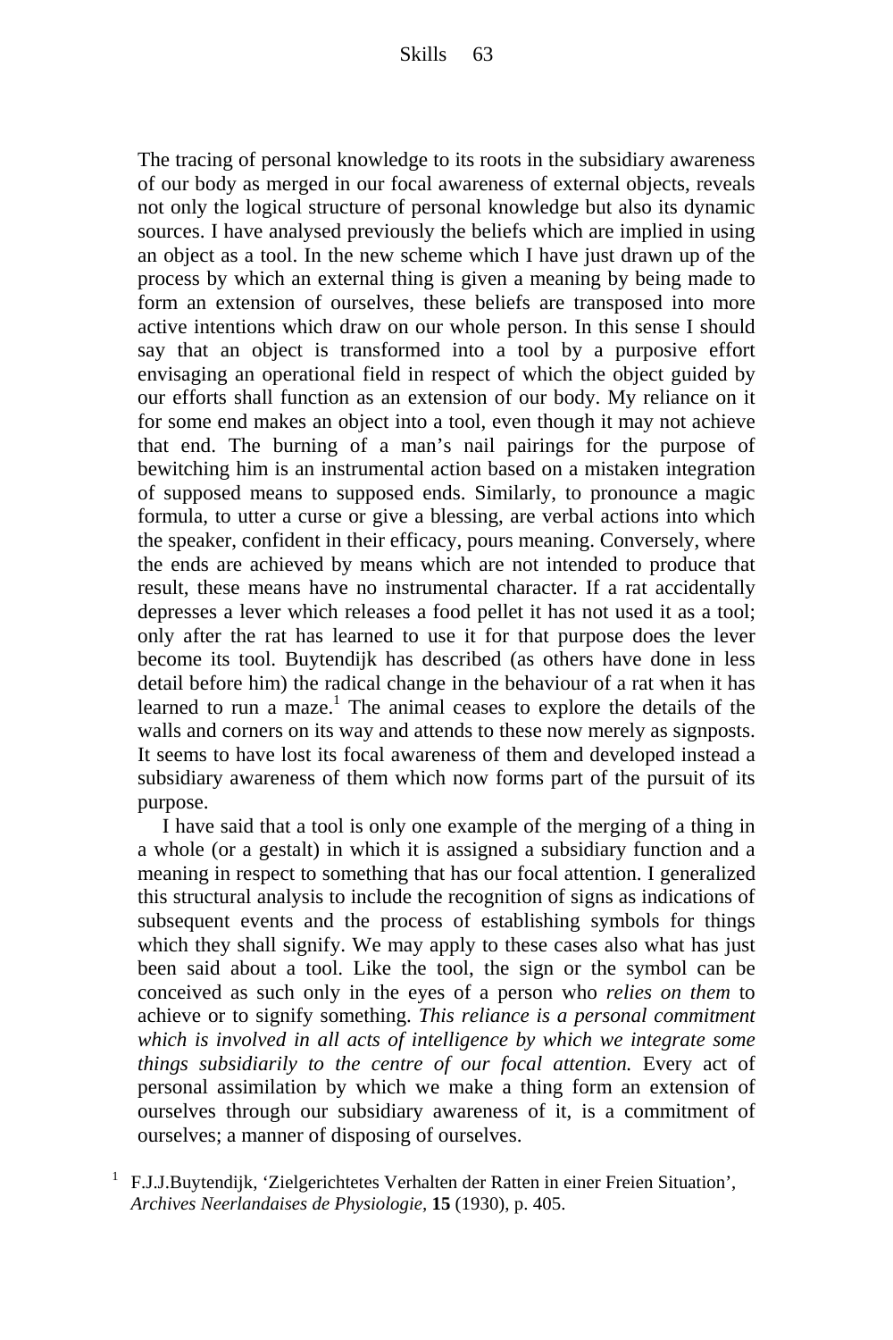The tracing of personal knowledge to its roots in the subsidiary awareness of our body as merged in our focal awareness of external objects, reveals not only the logical structure of personal knowledge but also its dynamic sources. I have analysed previously the beliefs which are implied in using an object as a tool. In the new scheme which I have just drawn up of the process by which an external thing is given a meaning by being made to form an extension of ourselves, these beliefs are transposed into more active intentions which draw on our whole person. In this sense I should say that an object is transformed into a tool by a purposive effort envisaging an operational field in respect of which the object guided by our efforts shall function as an extension of our body. My reliance on it for some end makes an object into a tool, even though it may not achieve that end. The burning of a man's nail pairings for the purpose of bewitching him is an instrumental action based on a mistaken integration of supposed means to supposed ends. Similarly, to pronounce a magic formula, to utter a curse or give a blessing, are verbal actions into which the speaker, confident in their efficacy, pours meaning. Conversely, where the ends are achieved by means which are not intended to produce that result, these means have no instrumental character. If a rat accidentally depresses a lever which releases a food pellet it has not used it as a tool; only after the rat has learned to use it for that purpose does the lever become its tool. Buytendijk has described (as others have done in less detail before him) the radical change in the behaviour of a rat when it has learned to run a maze.[1] The animal ceases to explore the details of the walls and corners on its way and attends to these now merely as signposts. It seems to have lost its focal awareness of them and developed instead a subsidiary awareness of them which now forms part of the pursuit of its purpose.

I have said that a tool is only one example of the merging of a thing in a whole (or a gestalt) in which it is assigned a subsidiary function and a meaning in respect to something that has our focal attention. I generalized this structural analysis to include the recognition of signs as indications of subsequent events and the process of establishing symbols for things which they shall signify. We may apply to these cases also what has just been said about a tool. Like the tool, the sign or the symbol can be conceived as such only in the eyes of a person who *relies on them* to achieve or to signify something. *This reliance is a personal commitment which is involved in all acts of intelligence by which we integrate some things subsidiarily to the centre of our focal attention.* Every act of personal assimilation by which we make a thing form an extension of ourselves through our subsidiary awareness of it, is a commitment of ourselves; a manner of disposing of ourselves.

[1] F.J.J.Buytendijk, 'Zielgerichtetes Verhalten der Ratten in einer Freien Situation', *Archives Neerlandaises de Physiologie*, **15** (1930), p. 405.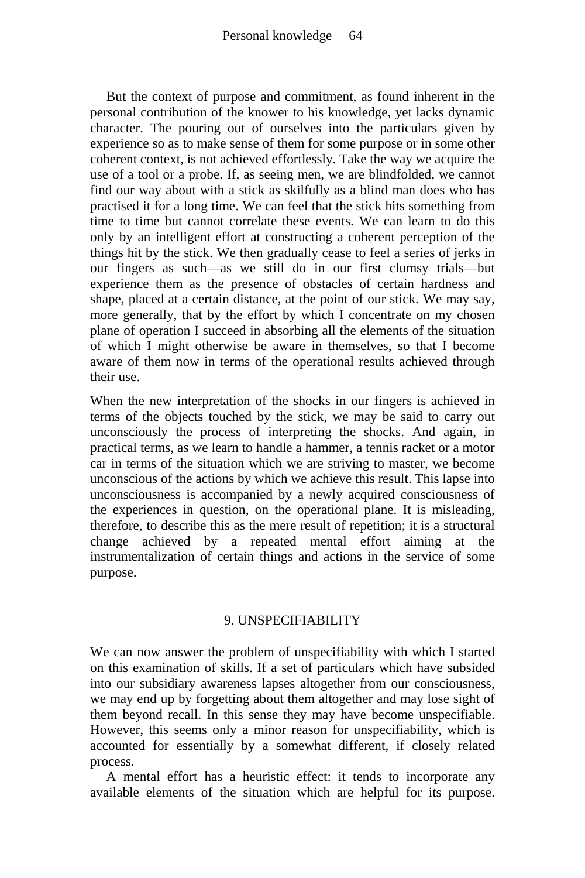But the context of purpose and commitment, as found inherent in the personal contribution of the knower to his knowledge, yet lacks dynamic character. The pouring out of ourselves into the particulars given by experience so as to make sense of them for some purpose or in some other coherent context, is not achieved effortlessly. Take the way we acquire the use of a tool or a probe. If, as seeing men, we are blindfolded, we cannot find our way about with a stick as skilfully as a blind man does who has practised it for a long time. We can feel that the stick hits something from time to time but cannot correlate these events. We can learn to do this only by an intelligent effort at constructing a coherent perception of the things hit by the stick. We then gradually cease to feel a series of jerks in our fingers as such—as we still do in our first clumsy trials—but experience them as the presence of obstacles of certain hardness and shape, placed at a certain distance, at the point of our stick. We may say, more generally, that by the effort by which I concentrate on my chosen plane of operation I succeed in absorbing all the elements of the situation of which I might otherwise be aware in themselves, so that I become aware of them now in terms of the operational results achieved through their use.

When the new interpretation of the shocks in our fingers is achieved in terms of the objects touched by the stick, we may be said to carry out unconsciously the process of interpreting the shocks. And again, in practical terms, as we learn to handle a hammer, a tennis racket or a motor car in terms of the situation which we are striving to master, we become unconscious of the actions by which we achieve this result. This lapse into unconsciousness is accompanied by a newly acquired consciousness of the experiences in question, on the operational plane. It is misleading, therefore, to describe this as the mere result of repetition; it is a structural change achieved by a repeated mental effort aiming at the instrumentalization of certain things and actions in the service of some purpose.

## 9. UNSPECIFIABILITY

We can now answer the problem of unspecifiability with which I started on this examination of skills. If a set of particulars which have subsided into our subsidiary awareness lapses altogether from our consciousness, we may end up by forgetting about them altogether and may lose sight of them beyond recall. In this sense they may have become unspecifiable. However, this seems only a minor reason for unspecifiability, which is accounted for essentially by a somewhat different, if closely related process.

A mental effort has a heuristic effect: it tends to incorporate any available elements of the situation which are helpful for its purpose.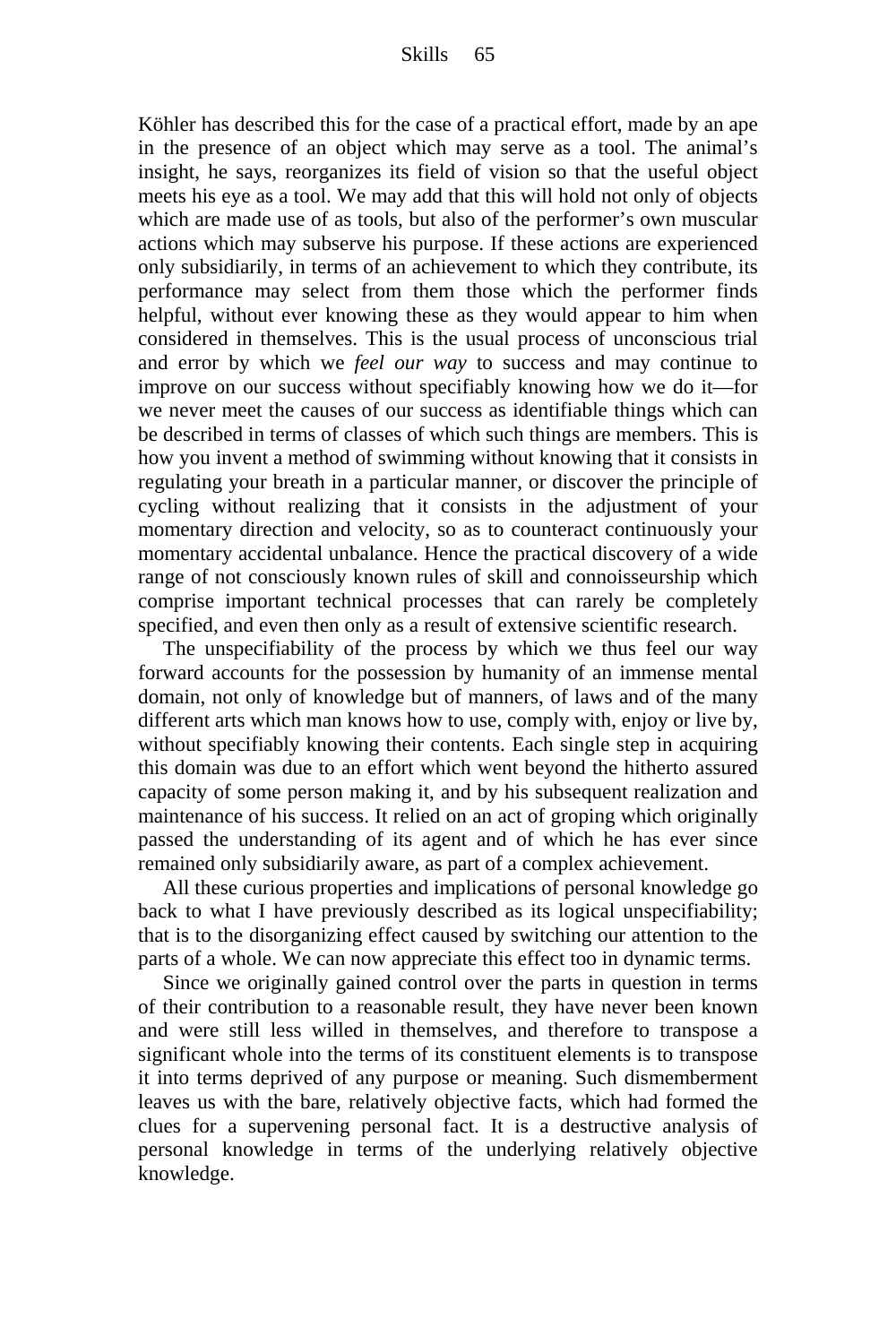Köhler has described this for the case of a practical effort, made by an ape in the presence of an object which may serve as a tool. The animal's insight, he says, reorganizes its field of vision so that the useful object meets his eye as a tool. We may add that this will hold not only of objects which are made use of as tools, but also of the performer's own muscular actions which may subserve his purpose. If these actions are experienced only subsidiarily, in terms of an achievement to which they contribute, its performance may select from them those which the performer finds helpful, without ever knowing these as they would appear to him when considered in themselves. This is the usual process of unconscious trial and error by which we *feel our way* to success and may continue to improve on our success without specifiably knowing how we do it—for we never meet the causes of our success as identifiable things which can be described in terms of classes of which such things are members. This is how you invent a method of swimming without knowing that it consists in regulating your breath in a particular manner, or discover the principle of cycling without realizing that it consists in the adjustment of your momentary direction and velocity, so as to counteract continuously your momentary accidental unbalance. Hence the practical discovery of a wide range of not consciously known rules of skill and connoisseurship which comprise important technical processes that can rarely be completely specified, and even then only as a result of extensive scientific research.

The unspecifiability of the process by which we thus feel our way forward accounts for the possession by humanity of an immense mental domain, not only of knowledge but of manners, of laws and of the many different arts which man knows how to use, comply with, enjoy or live by, without specifiably knowing their contents. Each single step in acquiring this domain was due to an effort which went beyond the hitherto assured capacity of some person making it, and by his subsequent realization and maintenance of his success. It relied on an act of groping which originally passed the understanding of its agent and of which he has ever since remained only subsidiarily aware, as part of a complex achievement.

All these curious properties and implications of personal knowledge go back to what I have previously described as its logical unspecifiability; that is to the disorganizing effect caused by switching our attention to the parts of a whole. We can now appreciate this effect too in dynamic terms.

Since we originally gained control over the parts in question in terms of their contribution to a reasonable result, they have never been known and were still less willed in themselves, and therefore to transpose a significant whole into the terms of its constituent elements is to transpose it into terms deprived of any purpose or meaning. Such dismemberment leaves us with the bare, relatively objective facts, which had formed the clues for a supervening personal fact. It is a destructive analysis of personal knowledge in terms of the underlying relatively objective knowledge.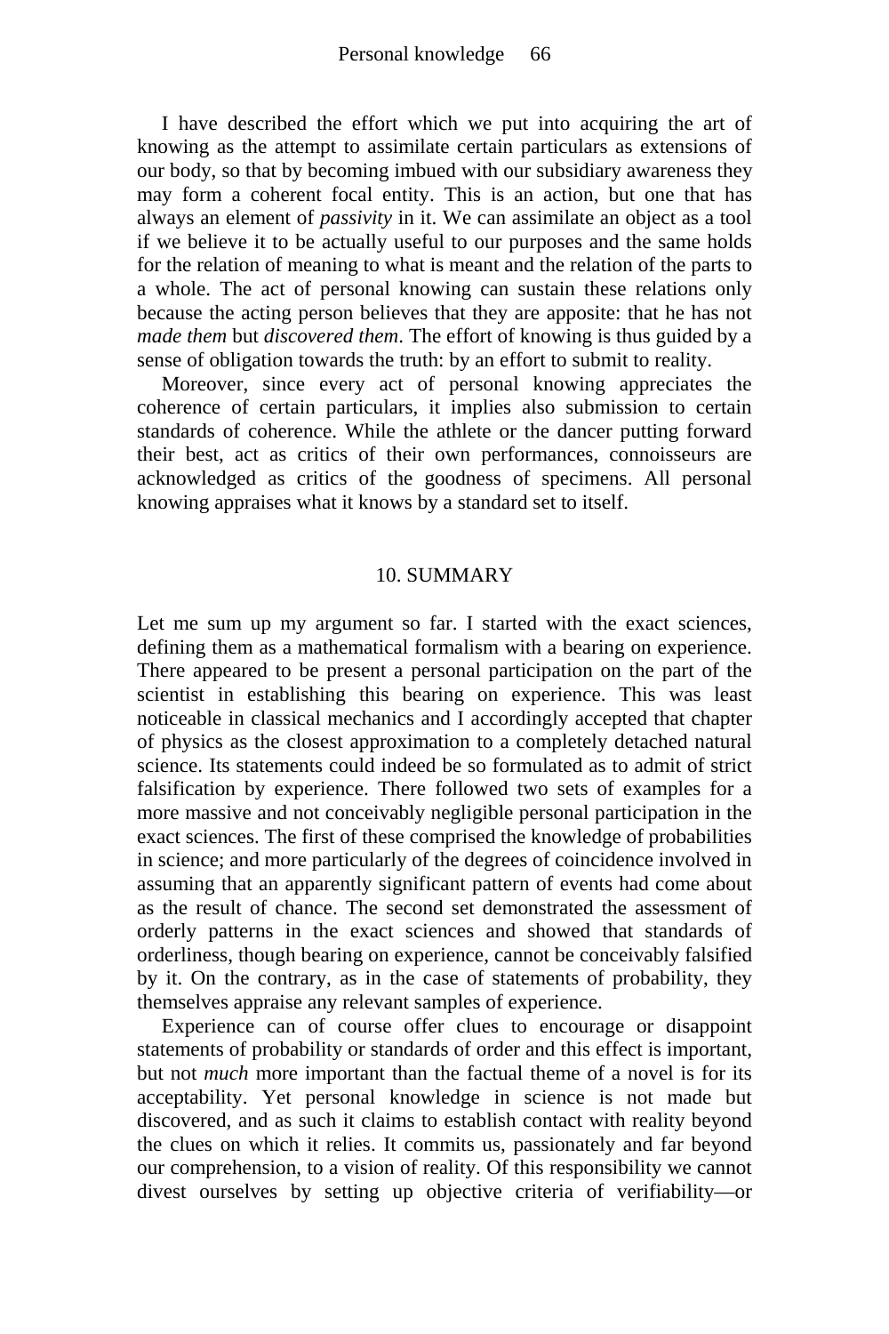I have described the effort which we put into acquiring the art of knowing as the attempt to assimilate certain particulars as extensions of our body, so that by becoming imbued with our subsidiary awareness they may form a coherent focal entity. This is an action, but one that has always an element of *passivity* in it. We can assimilate an object as a tool if we believe it to be actually useful to our purposes and the same holds for the relation of meaning to what is meant and the relation of the parts to a whole. The act of personal knowing can sustain these relations only because the acting person believes that they are apposite: that he has not *made them* but *discovered them*. The effort of knowing is thus guided by a sense of obligation towards the truth: by an effort to submit to reality.

Moreover, since every act of personal knowing appreciates the coherence of certain particulars, it implies also submission to certain standards of coherence. While the athlete or the dancer putting forward their best, act as critics of their own performances, connoisseurs are acknowledged as critics of the goodness of specimens. All personal knowing appraises what it knows by a standard set to itself.

## 10. SUMMARY

Let me sum up my argument so far. I started with the exact sciences, defining them as a mathematical formalism with a bearing on experience. There appeared to be present a personal participation on the part of the scientist in establishing this bearing on experience. This was least noticeable in classical mechanics and I accordingly accepted that chapter of physics as the closest approximation to a completely detached natural science. Its statements could indeed be so formulated as to admit of strict falsification by experience. There followed two sets of examples for a more massive and not conceivably negligible personal participation in the exact sciences. The first of these comprised the knowledge of probabilities in science; and more particularly of the degrees of coincidence involved in assuming that an apparently significant pattern of events had come about as the result of chance. The second set demonstrated the assessment of orderly patterns in the exact sciences and showed that standards of orderliness, though bearing on experience, cannot be conceivably falsified by it. On the contrary, as in the case of statements of probability, they themselves appraise any relevant samples of experience.

Experience can of course offer clues to encourage or disappoint statements of probability or standards of order and this effect is important, but not *much* more important than the factual theme of a novel is for its acceptability. Yet personal knowledge in science is not made but discovered, and as such it claims to establish contact with reality beyond the clues on which it relies. It commits us, passionately and far beyond our comprehension, to a vision of reality. Of this responsibility we cannot divest ourselves by setting up objective criteria of verifiability—or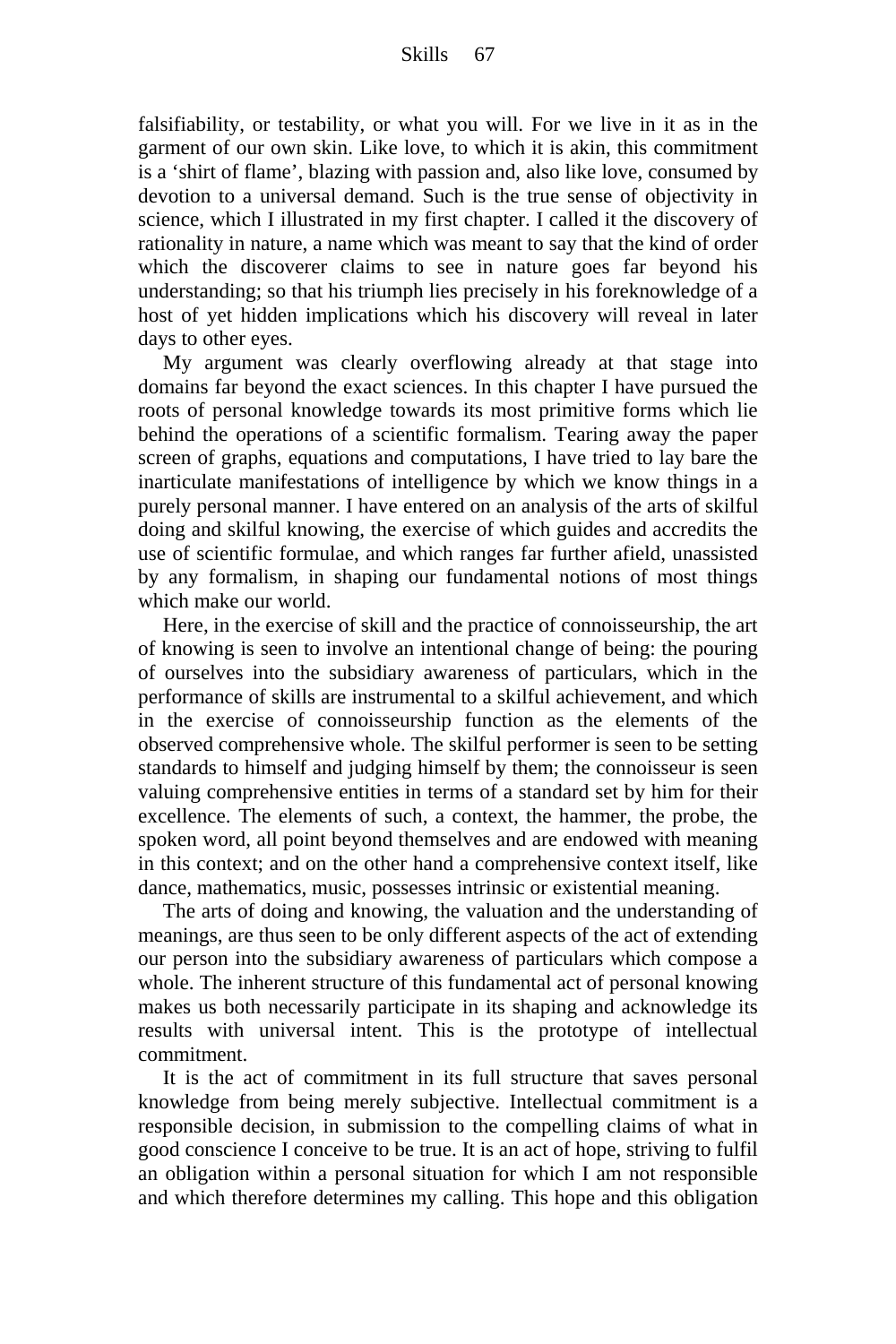falsifiability, or testability, or what you will. For we live in it as in the garment of our own skin. Like love, to which it is akin, this commitment is a 'shirt of flame', blazing with passion and, also like love, consumed by devotion to a universal demand. Such is the true sense of objectivity in science, which I illustrated in my first chapter. I called it the discovery of rationality in nature, a name which was meant to say that the kind of order which the discoverer claims to see in nature goes far beyond his understanding; so that his triumph lies precisely in his foreknowledge of a host of yet hidden implications which his discovery will reveal in later days to other eyes.

My argument was clearly overflowing already at that stage into domains far beyond the exact sciences. In this chapter I have pursued the roots of personal knowledge towards its most primitive forms which lie behind the operations of a scientific formalism. Tearing away the paper screen of graphs, equations and computations, I have tried to lay bare the inarticulate manifestations of intelligence by which we know things in a purely personal manner. I have entered on an analysis of the arts of skilful doing and skilful knowing, the exercise of which guides and accredits the use of scientific formulae, and which ranges far further afield, unassisted by any formalism, in shaping our fundamental notions of most things which make our world.

Here, in the exercise of skill and the practice of connoisseurship, the art of knowing is seen to involve an intentional change of being: the pouring of ourselves into the subsidiary awareness of particulars, which in the performance of skills are instrumental to a skilful achievement, and which in the exercise of connoisseurship function as the elements of the observed comprehensive whole. The skilful performer is seen to be setting standards to himself and judging himself by them; the connoisseur is seen valuing comprehensive entities in terms of a standard set by him for their excellence. The elements of such, a context, the hammer, the probe, the spoken word, all point beyond themselves and are endowed with meaning in this context; and on the other hand a comprehensive context itself, like dance, mathematics, music, possesses intrinsic or existential meaning.

The arts of doing and knowing, the valuation and the understanding of meanings, are thus seen to be only different aspects of the act of extending our person into the subsidiary awareness of particulars which compose a whole. The inherent structure of this fundamental act of personal knowing makes us both necessarily participate in its shaping and acknowledge its results with universal intent. This is the prototype of intellectual commitment.

It is the act of commitment in its full structure that saves personal knowledge from being merely subjective. Intellectual commitment is a responsible decision, in submission to the compelling claims of what in good conscience I conceive to be true. It is an act of hope, striving to fulfil an obligation within a personal situation for which I am not responsible and which therefore determines my calling. This hope and this obligation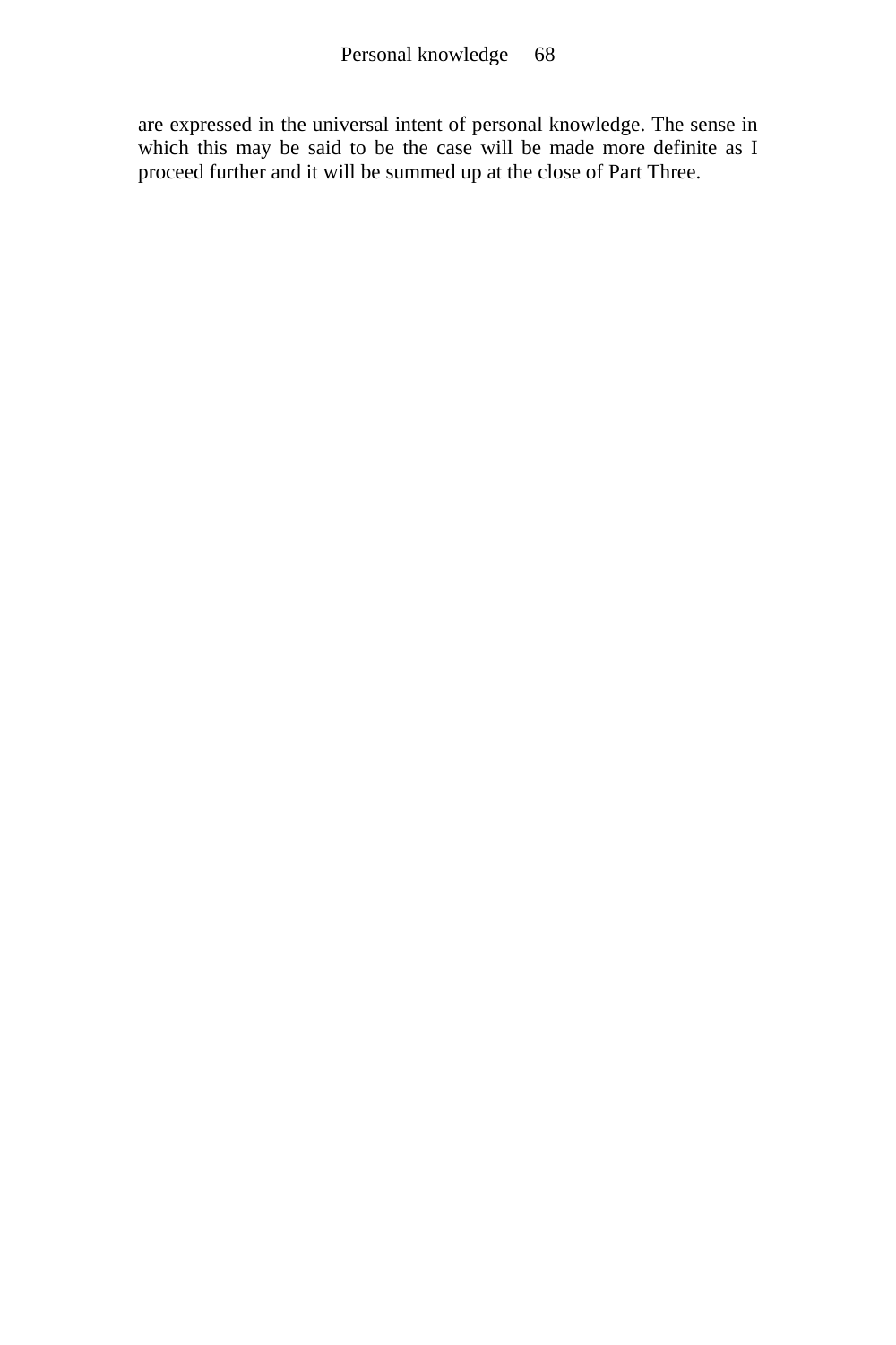are expressed in the universal intent of personal knowledge. The sense in which this may be said to be the case will be made more definite as I proceed further and it will be summed up at the close of Part Three.